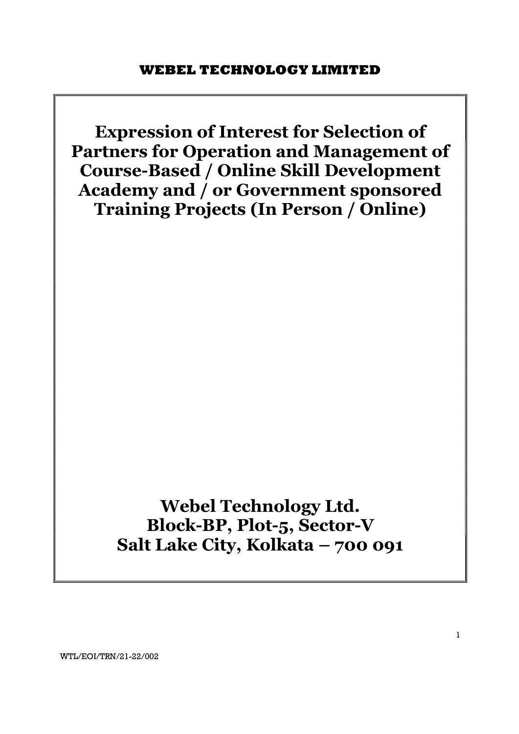**WEBEL TECHNOLOGY LIMITED**

# Expression of Interest for Selection of Partners for Operation and Management of Course-Based / Online Skill Development Academy and / or Government sponsored Training Projects (In Person / Online)

**Webel Technology Ltd.**
**Block-BP, Plot-5, Sector-V**
**Salt Lake City, Kolkata – 700 091**

WTL/EOI/TRN/21-22/002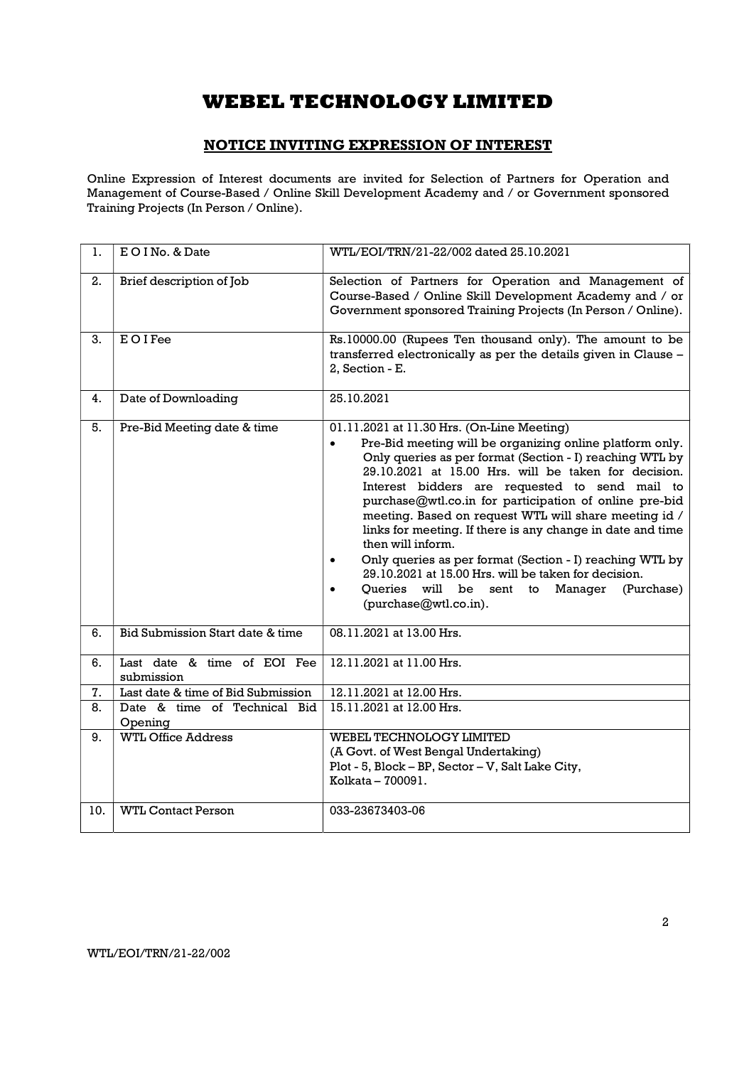# WEBEL TECHNOLOGY LIMITED

## NOTICE INVITING EXPRESSION OF INTEREST

Online Expression of Interest documents are invited for Selection of Partners for Operation and Management of Course-Based / Online Skill Development Academy and / or Government sponsored Training Projects (In Person / Online).

| 1. | E O I No. & Date | WTL/EOI/TRN/21-22/002 dated 25.10.2021 |
|---|---|---|
| 2. | Brief description of Job | Selection of Partners for Operation and Management of Course-Based / Online Skill Development Academy and / or Government sponsored Training Projects (In Person / Online). |
| 3. | E O I Fee | Rs.10000.00 (Rupees Ten thousand only). The amount to be transferred electronically as per the details given in Clause – 2, Section - E. |
| 4. | Date of Downloading | 25.10.2021 |
| 5. | Pre-Bid Meeting date & time | 01.11.2021 at 11.30 Hrs. (On-Line Meeting)<br>• Pre-Bid meeting will be organizing online platform only. Only queries as per format (Section - I) reaching WTL by 29.10.2021 at 15.00 Hrs. will be taken for decision. Interest bidders are requested to send mail to purchase@wtl.co.in for participation of online pre-bid meeting. Based on request WTL will share meeting id / links for meeting. If there is any change in date and time then will inform.<br>• Only queries as per format (Section - I) reaching WTL by 29.10.2021 at 15.00 Hrs. will be taken for decision.<br>• Queries will be sent to Manager (Purchase) (purchase@wtl.co.in). |
| 6. | Bid Submission Start date & time | 08.11.2021 at 13.00 Hrs. |
| 6. | Last date & time of EOI Fee submission | 12.11.2021 at 11.00 Hrs. |
| 7. | Last date & time of Bid Submission | 12.11.2021 at 12.00 Hrs. |
| 8. | Date & time of Technical Bid Opening | 15.11.2021 at 12.00 Hrs. |
| 9. | WTL Office Address | WEBEL TECHNOLOGY LIMITED<br>(A Govt. of West Bengal Undertaking)<br>Plot - 5, Block – BP, Sector – V, Salt Lake City,<br>Kolkata – 700091. |
| 10. | WTL Contact Person | 033-23673403-06 |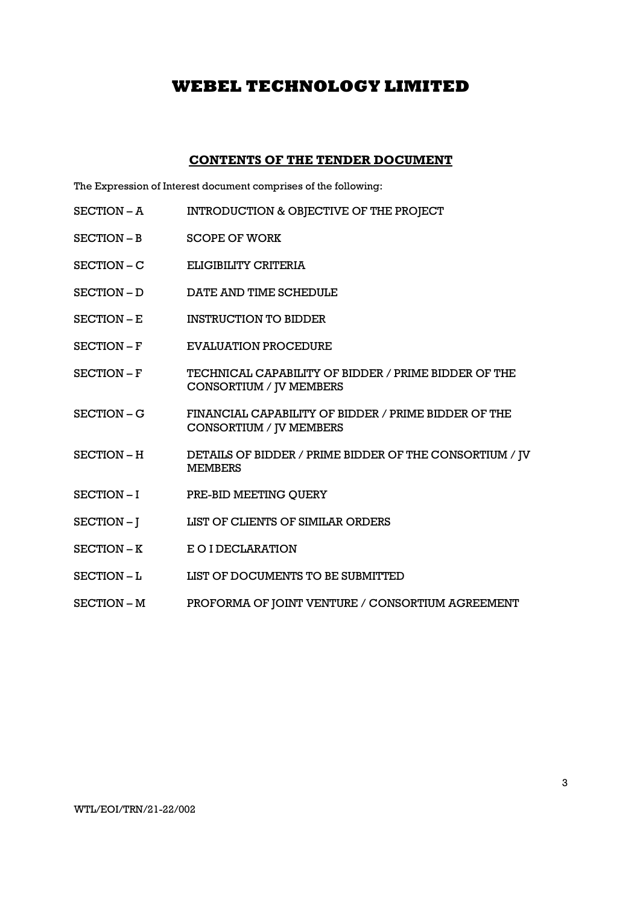# WEBEL TECHNOLOGY LIMITED

## CONTENTS OF THE TENDER DOCUMENT

The Expression of Interest document comprises of the following:

| | |
|---|---|
| SECTION – A | INTRODUCTION & OBJECTIVE OF THE PROJECT |
| SECTION – B | SCOPE OF WORK |
| SECTION – C | ELIGIBILITY CRITERIA |
| SECTION – D | DATE AND TIME SCHEDULE |
| SECTION – E | INSTRUCTION TO BIDDER |
| SECTION – F | EVALUATION PROCEDURE |
| SECTION – F | TECHNICAL CAPABILITY OF BIDDER / PRIME BIDDER OF THE CONSORTIUM / JV MEMBERS |
| SECTION – G | FINANCIAL CAPABILITY OF BIDDER / PRIME BIDDER OF THE CONSORTIUM / JV MEMBERS |
| SECTION – H | DETAILS OF BIDDER / PRIME BIDDER OF THE CONSORTIUM / JV MEMBERS |
| SECTION – I | PRE-BID MEETING QUERY |
| SECTION – J | LIST OF CLIENTS OF SIMILAR ORDERS |
| SECTION – K | E O I DECLARATION |
| SECTION – L | LIST OF DOCUMENTS TO BE SUBMITTED |
| SECTION – M | PROFORMA OF JOINT VENTURE / CONSORTIUM AGREEMENT |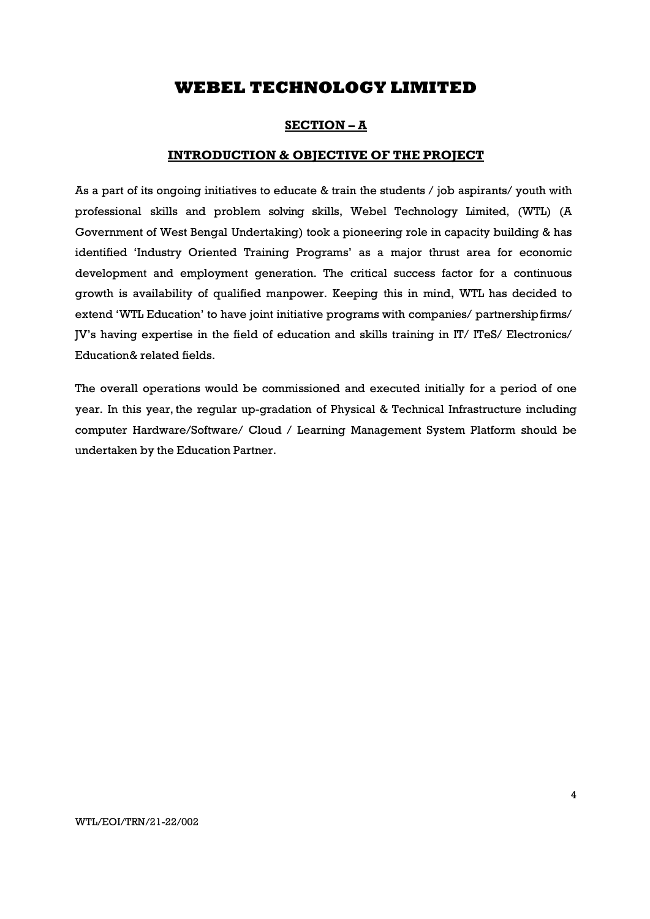# WEBEL TECHNOLOGY LIMITED

## SECTION – A

## INTRODUCTION & OBJECTIVE OF THE PROJECT

As a part of its ongoing initiatives to educate & train the students / job aspirants/ youth with professional skills and problem solving skills, Webel Technology Limited, (WTL) (A Government of West Bengal Undertaking) took a pioneering role in capacity building & has identified 'Industry Oriented Training Programs' as a major thrust area for economic development and employment generation. The critical success factor for a continuous growth is availability of qualified manpower. Keeping this in mind, WTL has decided to extend 'WTL Education' to have joint initiative programs with companies/ partnershipfirms/ JV's having expertise in the field of education and skills training in IT/ ITeS/ Electronics/ Education& related fields.

The overall operations would be commissioned and executed initially for a period of one year. In this year, the regular up-gradation of Physical & Technical Infrastructure including computer Hardware/Software/ Cloud / Learning Management System Platform should be undertaken by the Education Partner.

WTL/EOI/TRN/21-22/002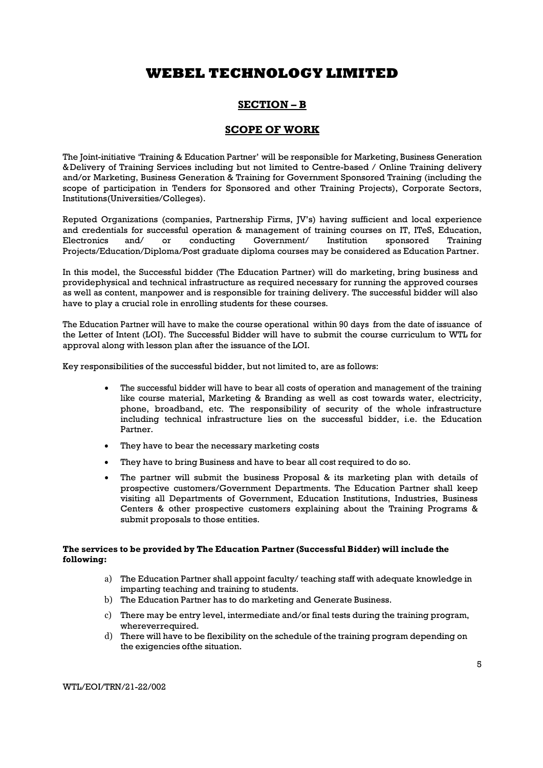# WEBEL TECHNOLOGY LIMITED

## SECTION – B

## SCOPE OF WORK

The Joint-initiative 'Training & Education Partner' will be responsible for Marketing, Business Generation &Delivery of Training Services including but not limited to Centre-based / Online Training delivery and/or Marketing, Business Generation & Training for Government Sponsored Training (including the scope of participation in Tenders for Sponsored and other Training Projects), Corporate Sectors, Institutions(Universities/Colleges).

Reputed Organizations (companies, Partnership Firms, JV's) having sufficient and local experience and credentials for successful operation & management of training courses on IT, ITeS, Education, Electronics and/ or conducting Government/ Institution sponsored Training Projects/Education/Diploma/Post graduate diploma courses may be considered as Education Partner.

In this model, the Successful bidder (The Education Partner) will do marketing, bring business and providephysical and technical infrastructure as required necessary for running the approved courses as well as content, manpower and is responsible for training delivery. The successful bidder will also have to play a crucial role in enrolling students for these courses.

The Education Partner will have to make the course operational within 90 days from the date of issuance of the Letter of Intent (LOI). The Successful Bidder will have to submit the course curriculum to WTL for approval along with lesson plan after the issuance of the LOI.

Key responsibilities of the successful bidder, but not limited to, are as follows:

- The successful bidder will have to bear all costs of operation and management of the training like course material, Marketing & Branding as well as cost towards water, electricity, phone, broadband, etc. The responsibility of security of the whole infrastructure including technical infrastructure lies on the successful bidder, i.e. the Education Partner.
- They have to bear the necessary marketing costs
- They have to bring Business and have to bear all cost required to do so.
- The partner will submit the business Proposal & its marketing plan with details of prospective customers/Government Departments. The Education Partner shall keep visiting all Departments of Government, Education Institutions, Industries, Business Centers & other prospective customers explaining about the Training Programs & submit proposals to those entities.

**The services to be provided by The Education Partner (Successful Bidder) will include the following:**

a) The Education Partner shall appoint faculty/ teaching staff with adequate knowledge in imparting teaching and training to students.
b) The Education Partner has to do marketing and Generate Business.
c) There may be entry level, intermediate and/or final tests during the training program, whereverrequired.
d) There will have to be flexibility on the schedule of the training program depending on the exigencies ofthe situation.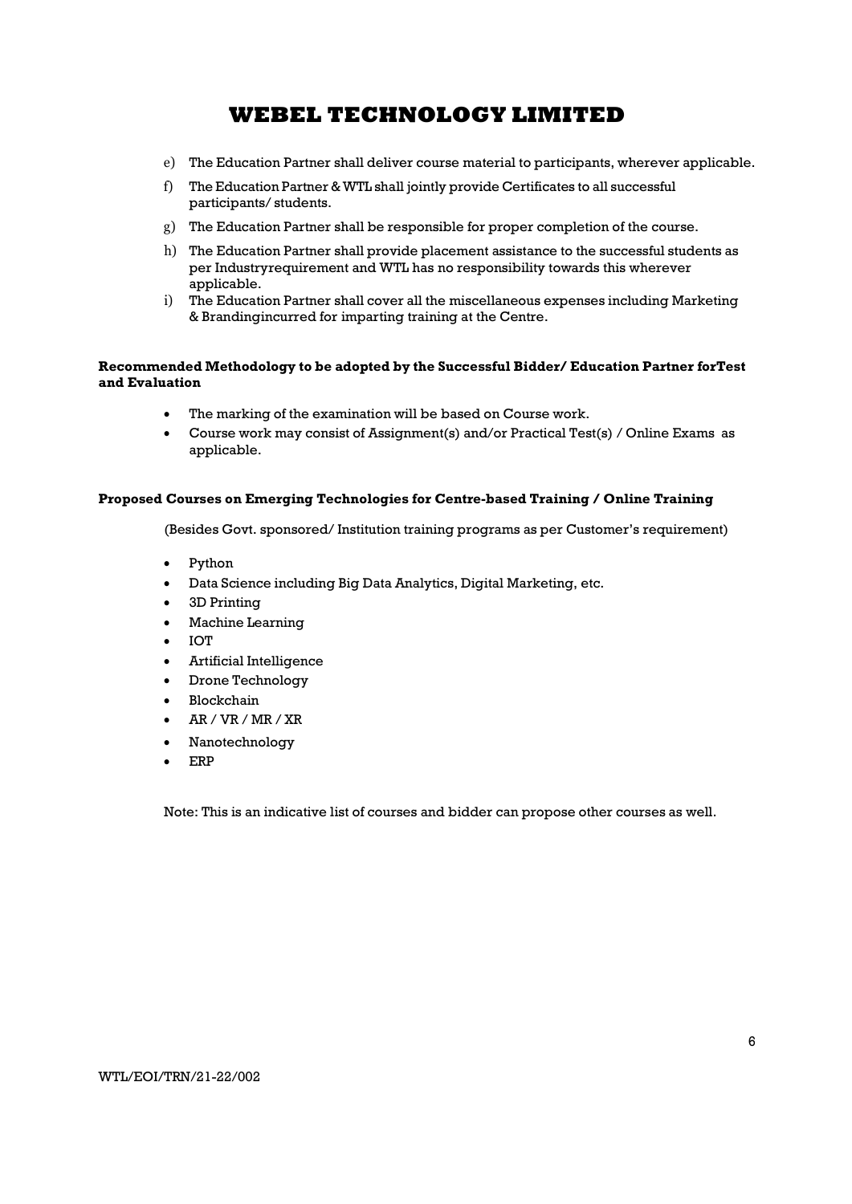e) The Education Partner shall deliver course material to participants, wherever applicable.

f) The Education Partner & WTL shall jointly provide Certificates to all successful participants/ students.

g) The Education Partner shall be responsible for proper completion of the course.

h) The Education Partner shall provide placement assistance to the successful students as per Industryrequirement and WTL has no responsibility towards this wherever applicable.

i) The Education Partner shall cover all the miscellaneous expenses including Marketing & Brandingincurred for imparting training at the Centre.

**Recommended Methodology to be adopted by the Successful Bidder/ Education Partner forTest and Evaluation**

- The marking of the examination will be based on Course work.
- Course work may consist of Assignment(s) and/or Practical Test(s) / Online Exams as applicable.

**Proposed Courses on Emerging Technologies for Centre-based Training / Online Training**

(Besides Govt. sponsored/ Institution training programs as per Customer's requirement)

- Python
- Data Science including Big Data Analytics, Digital Marketing, etc.
- 3D Printing
- Machine Learning
- IOT
- Artificial Intelligence
- Drone Technology
- Blockchain
- AR / VR / MR / XR
- Nanotechnology
- ERP

Note: This is an indicative list of courses and bidder can propose other courses as well.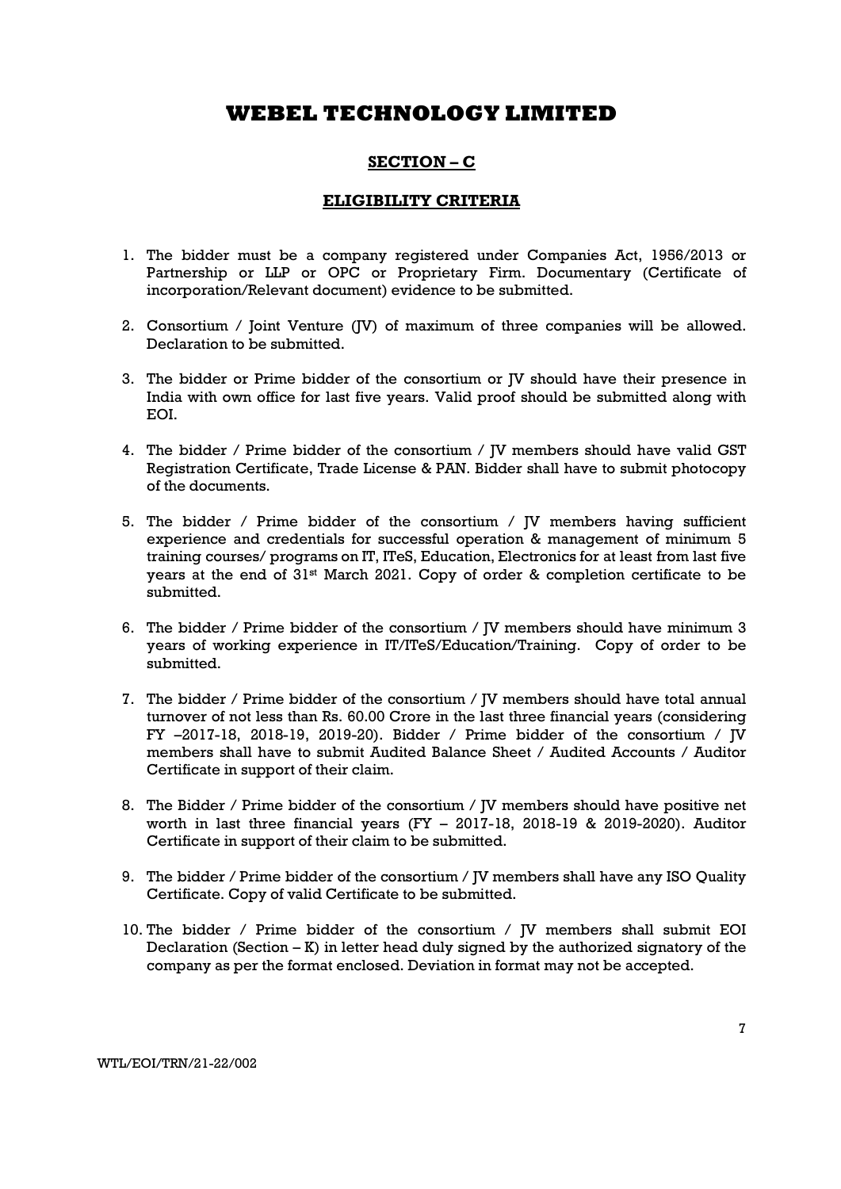# WEBEL TECHNOLOGY LIMITED

## SECTION – C

### ELIGIBILITY CRITERIA

1. The bidder must be a company registered under Companies Act, 1956/2013 or Partnership or LLP or OPC or Proprietary Firm. Documentary (Certificate of incorporation/Relevant document) evidence to be submitted.

2. Consortium / Joint Venture (JV) of maximum of three companies will be allowed. Declaration to be submitted.

3. The bidder or Prime bidder of the consortium or JV should have their presence in India with own office for last five years. Valid proof should be submitted along with EOI.

4. The bidder / Prime bidder of the consortium / JV members should have valid GST Registration Certificate, Trade License & PAN. Bidder shall have to submit photocopy of the documents.

5. The bidder / Prime bidder of the consortium / JV members having sufficient experience and credentials for successful operation & management of minimum 5 training courses/ programs on IT, ITeS, Education, Electronics for at least from last five years at the end of 31st March 2021. Copy of order & completion certificate to be submitted.

6. The bidder / Prime bidder of the consortium / JV members should have minimum 3 years of working experience in IT/ITeS/Education/Training. Copy of order to be submitted.

7. The bidder / Prime bidder of the consortium / JV members should have total annual turnover of not less than Rs. 60.00 Crore in the last three financial years (considering FY –2017-18, 2018-19, 2019-20). Bidder / Prime bidder of the consortium / JV members shall have to submit Audited Balance Sheet / Audited Accounts / Auditor Certificate in support of their claim.

8. The Bidder / Prime bidder of the consortium / JV members should have positive net worth in last three financial years (FY – 2017-18, 2018-19 & 2019-2020). Auditor Certificate in support of their claim to be submitted.

9. The bidder / Prime bidder of the consortium / JV members shall have any ISO Quality Certificate. Copy of valid Certificate to be submitted.

10. The bidder / Prime bidder of the consortium / JV members shall submit EOI Declaration (Section – K) in letter head duly signed by the authorized signatory of the company as per the format enclosed. Deviation in format may not be accepted.

WTL/EOI/TRN/21-22/002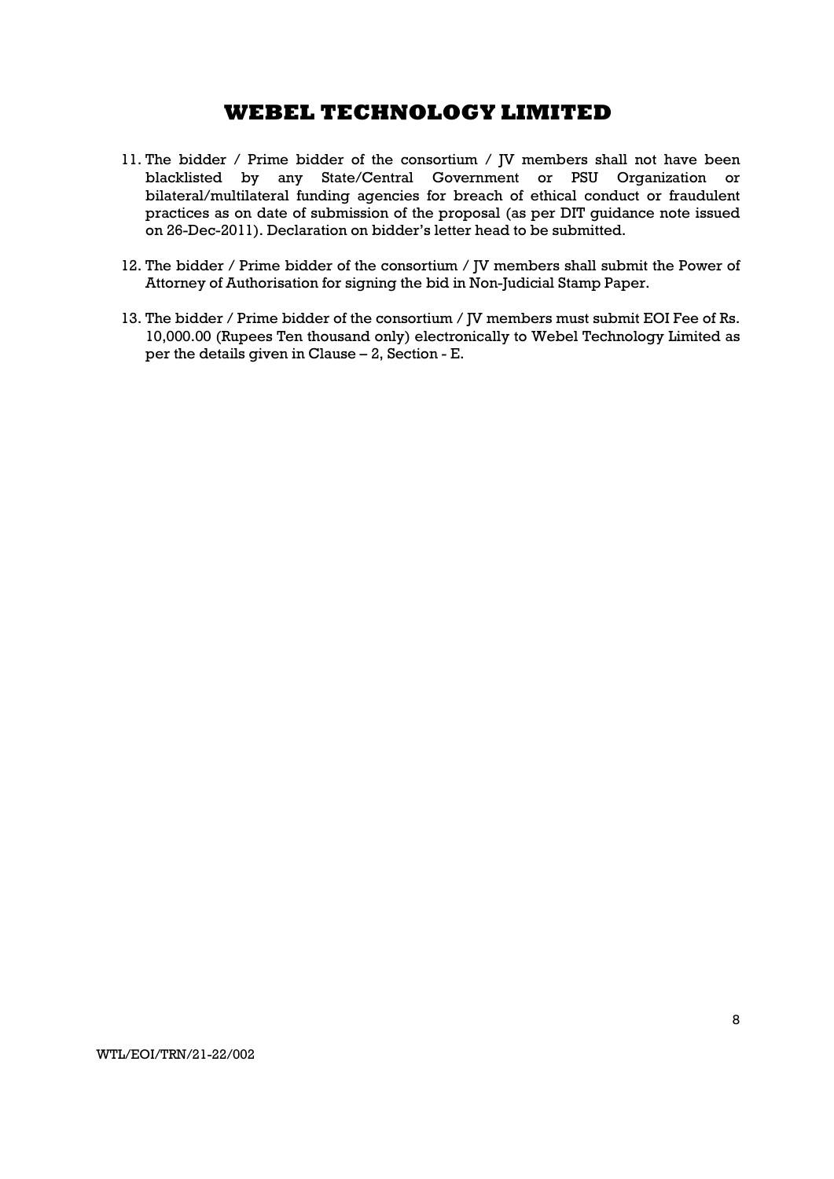11. The bidder / Prime bidder of the consortium / JV members shall not have been blacklisted by any State/Central Government or PSU Organization or bilateral/multilateral funding agencies for breach of ethical conduct or fraudulent practices as on date of submission of the proposal (as per DIT guidance note issued on 26-Dec-2011). Declaration on bidder's letter head to be submitted.

12. The bidder / Prime bidder of the consortium / JV members shall submit the Power of Attorney of Authorisation for signing the bid in Non-Judicial Stamp Paper.

13. The bidder / Prime bidder of the consortium / JV members must submit EOI Fee of Rs. 10,000.00 (Rupees Ten thousand only) electronically to Webel Technology Limited as per the details given in Clause – 2, Section - E.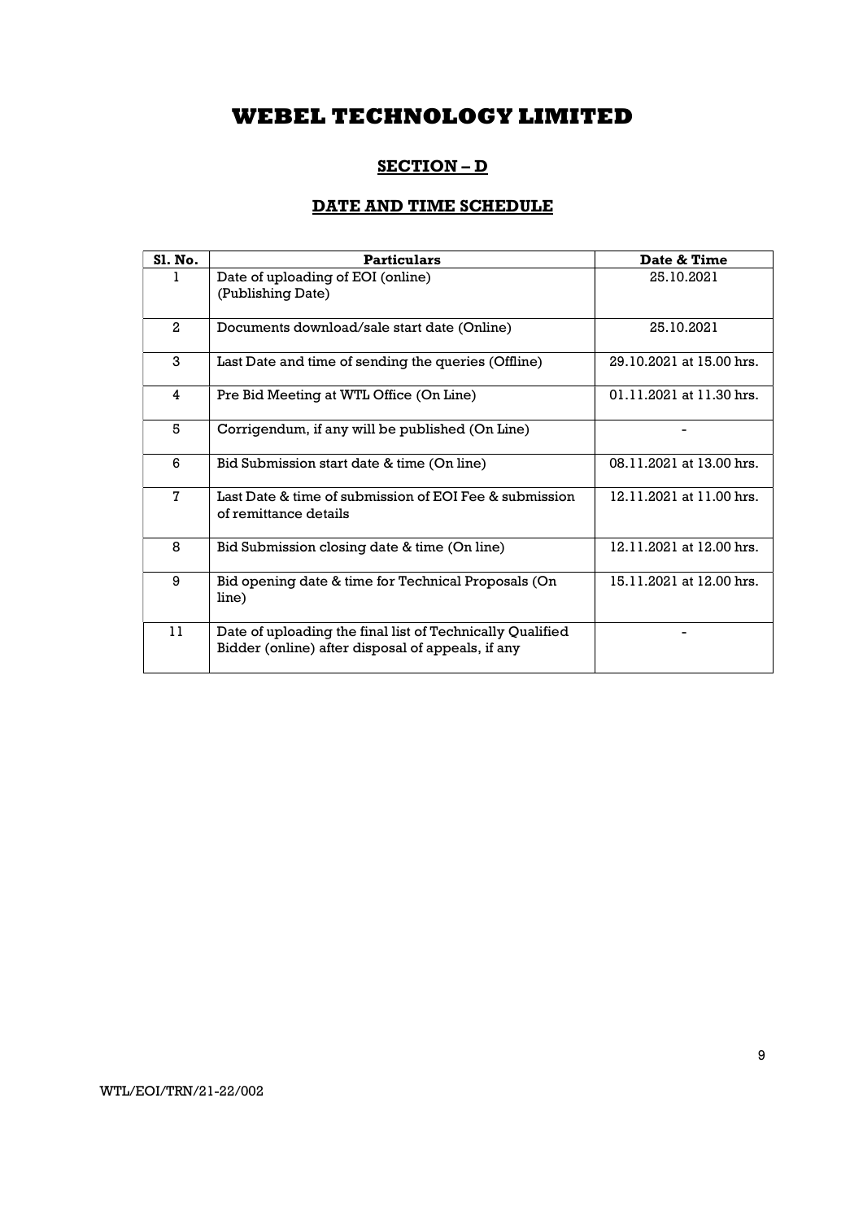# WEBEL TECHNOLOGY LIMITED

## SECTION – D

## DATE AND TIME SCHEDULE

| Sl. No. | Particulars | Date & Time |
|---|---|---|
| 1 | Date of uploading of EOI (online) (Publishing Date) | 25.10.2021 |
| 2 | Documents download/sale start date (Online) | 25.10.2021 |
| 3 | Last Date and time of sending the queries (Offline) | 29.10.2021 at 15.00 hrs. |
| 4 | Pre Bid Meeting at WTL Office (On Line) | 01.11.2021 at 11.30 hrs. |
| 5 | Corrigendum, if any will be published (On Line) | - |
| 6 | Bid Submission start date & time (On line) | 08.11.2021 at 13.00 hrs. |
| 7 | Last Date & time of submission of EOI Fee & submission of remittance details | 12.11.2021 at 11.00 hrs. |
| 8 | Bid Submission closing date & time (On line) | 12.11.2021 at 12.00 hrs. |
| 9 | Bid opening date & time for Technical Proposals (On line) | 15.11.2021 at 12.00 hrs. |
| 11 | Date of uploading the final list of Technically Qualified Bidder (online) after disposal of appeals, if any | - |

WTL/EOI/TRN/21-22/002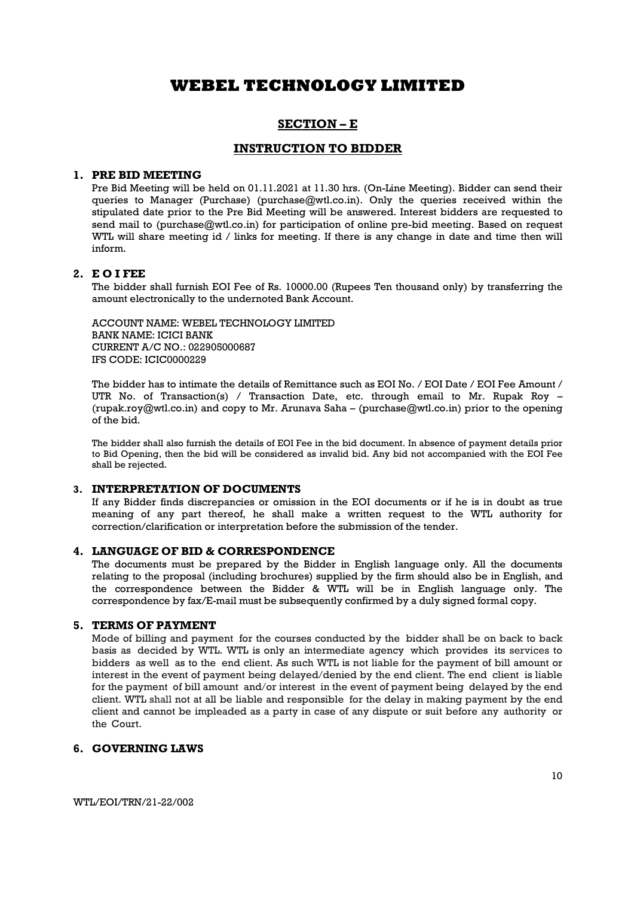# WEBEL TECHNOLOGY LIMITED

## SECTION – E

## INSTRUCTION TO BIDDER

### 1. PRE BID MEETING

Pre Bid Meeting will be held on 01.11.2021 at 11.30 hrs. (On-Line Meeting). Bidder can send their queries to Manager (Purchase) (purchase@wtl.co.in). Only the queries received within the stipulated date prior to the Pre Bid Meeting will be answered. Interest bidders are requested to send mail to (purchase@wtl.co.in) for participation of online pre-bid meeting. Based on request WTL will share meeting id / links for meeting. If there is any change in date and time then will inform.

### 2. E O I FEE

The bidder shall furnish EOI Fee of Rs. 10000.00 (Rupees Ten thousand only) by transferring the amount electronically to the undernoted Bank Account.

ACCOUNT NAME: WEBEL TECHNOLOGY LIMITED
BANK NAME: ICICI BANK
CURRENT A/C NO.: 022905000687
IFS CODE: ICIC0000229

The bidder has to intimate the details of Remittance such as EOI No. / EOI Date / EOI Fee Amount / UTR No. of Transaction(s) / Transaction Date, etc. through email to Mr. Rupak Roy – (rupak.roy@wtl.co.in) and copy to Mr. Arunava Saha – (purchase@wtl.co.in) prior to the opening of the bid.

The bidder shall also furnish the details of EOI Fee in the bid document. In absence of payment details prior to Bid Opening, then the bid will be considered as invalid bid. Any bid not accompanied with the EOI Fee shall be rejected.

### 3. INTERPRETATION OF DOCUMENTS

If any Bidder finds discrepancies or omission in the EOI documents or if he is in doubt as true meaning of any part thereof, he shall make a written request to the WTL authority for correction/clarification or interpretation before the submission of the tender.

### 4. LANGUAGE OF BID & CORRESPONDENCE

The documents must be prepared by the Bidder in English language only. All the documents relating to the proposal (including brochures) supplied by the firm should also be in English, and the correspondence between the Bidder & WTL will be in English language only. The correspondence by fax/E-mail must be subsequently confirmed by a duly signed formal copy.

### 5. TERMS OF PAYMENT

Mode of billing and payment for the courses conducted by the bidder shall be on back to back basis as decided by WTL. WTL is only an intermediate agency which provides its services to bidders as well as to the end client. As such WTL is not liable for the payment of bill amount or interest in the event of payment being delayed/denied by the end client. The end client is liable for the payment of bill amount and/or interest in the event of payment being delayed by the end client. WTL shall not at all be liable and responsible for the delay in making payment by the end client and cannot be impleaded as a party in case of any dispute or suit before any authority or the Court.

### 6. GOVERNING LAWS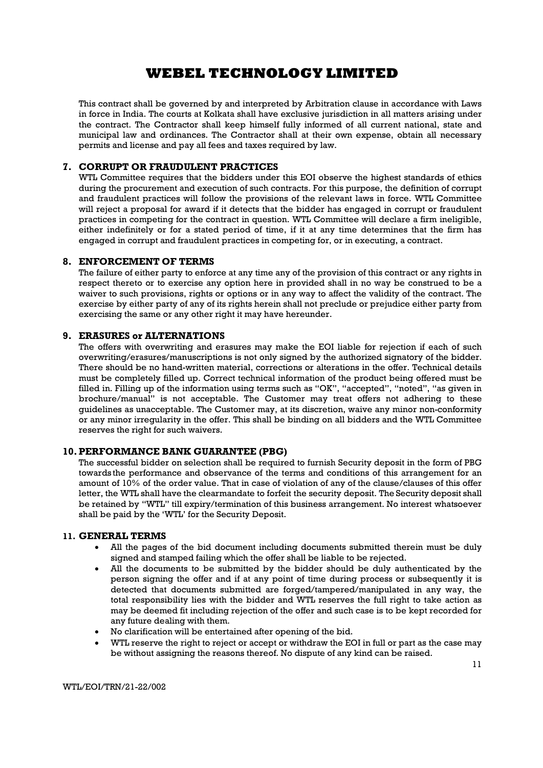This contract shall be governed by and interpreted by Arbitration clause in accordance with Laws in force in India. The courts at Kolkata shall have exclusive jurisdiction in all matters arising under the contract. The Contractor shall keep himself fully informed of all current national, state and municipal law and ordinances. The Contractor shall at their own expense, obtain all necessary permits and license and pay all fees and taxes required by law.

## 7. CORRUPT OR FRAUDULENT PRACTICES

WTL Committee requires that the bidders under this EOI observe the highest standards of ethics during the procurement and execution of such contracts. For this purpose, the definition of corrupt and fraudulent practices will follow the provisions of the relevant laws in force. WTL Committee will reject a proposal for award if it detects that the bidder has engaged in corrupt or fraudulent practices in competing for the contract in question. WTL Committee will declare a firm ineligible, either indefinitely or for a stated period of time, if it at any time determines that the firm has engaged in corrupt and fraudulent practices in competing for, or in executing, a contract.

## 8. ENFORCEMENT OF TERMS

The failure of either party to enforce at any time any of the provision of this contract or any rights in respect thereto or to exercise any option here in provided shall in no way be construed to be a waiver to such provisions, rights or options or in any way to affect the validity of the contract. The exercise by either party of any of its rights herein shall not preclude or prejudice either party from exercising the same or any other right it may have hereunder.

## 9. ERASURES or ALTERNATIONS

The offers with overwriting and erasures may make the EOI liable for rejection if each of such overwriting/erasures/manuscriptions is not only signed by the authorized signatory of the bidder. There should be no hand-written material, corrections or alterations in the offer. Technical details must be completely filled up. Correct technical information of the product being offered must be filled in. Filling up of the information using terms such as "OK", "accepted", "noted", "as given in brochure/manual" is not acceptable. The Customer may treat offers not adhering to these guidelines as unacceptable. The Customer may, at its discretion, waive any minor non-conformity or any minor irregularity in the offer. This shall be binding on all bidders and the WTL Committee reserves the right for such waivers.

## 10. PERFORMANCE BANK GUARANTEE (PBG)

The successful bidder on selection shall be required to furnish Security deposit in the form of PBG towards the performance and observance of the terms and conditions of this arrangement for an amount of 10% of the order value. That in case of violation of any of the clause/clauses of this offer letter, the WTL shall have the clearmandate to forfeit the security deposit. The Security deposit shall be retained by "WTL" till expiry/termination of this business arrangement. No interest whatsoever shall be paid by the 'WTL' for the Security Deposit.

## 11. GENERAL TERMS

- All the pages of the bid document including documents submitted therein must be duly signed and stamped failing which the offer shall be liable to be rejected.
- All the documents to be submitted by the bidder should be duly authenticated by the person signing the offer and if at any point of time during process or subsequently it is detected that documents submitted are forged/tampered/manipulated in any way, the total responsibility lies with the bidder and WTL reserves the full right to take action as may be deemed fit including rejection of the offer and such case is to be kept recorded for any future dealing with them.
- No clarification will be entertained after opening of the bid.
- WTL reserve the right to reject or accept or withdraw the EOI in full or part as the case may be without assigning the reasons thereof. No dispute of any kind can be raised.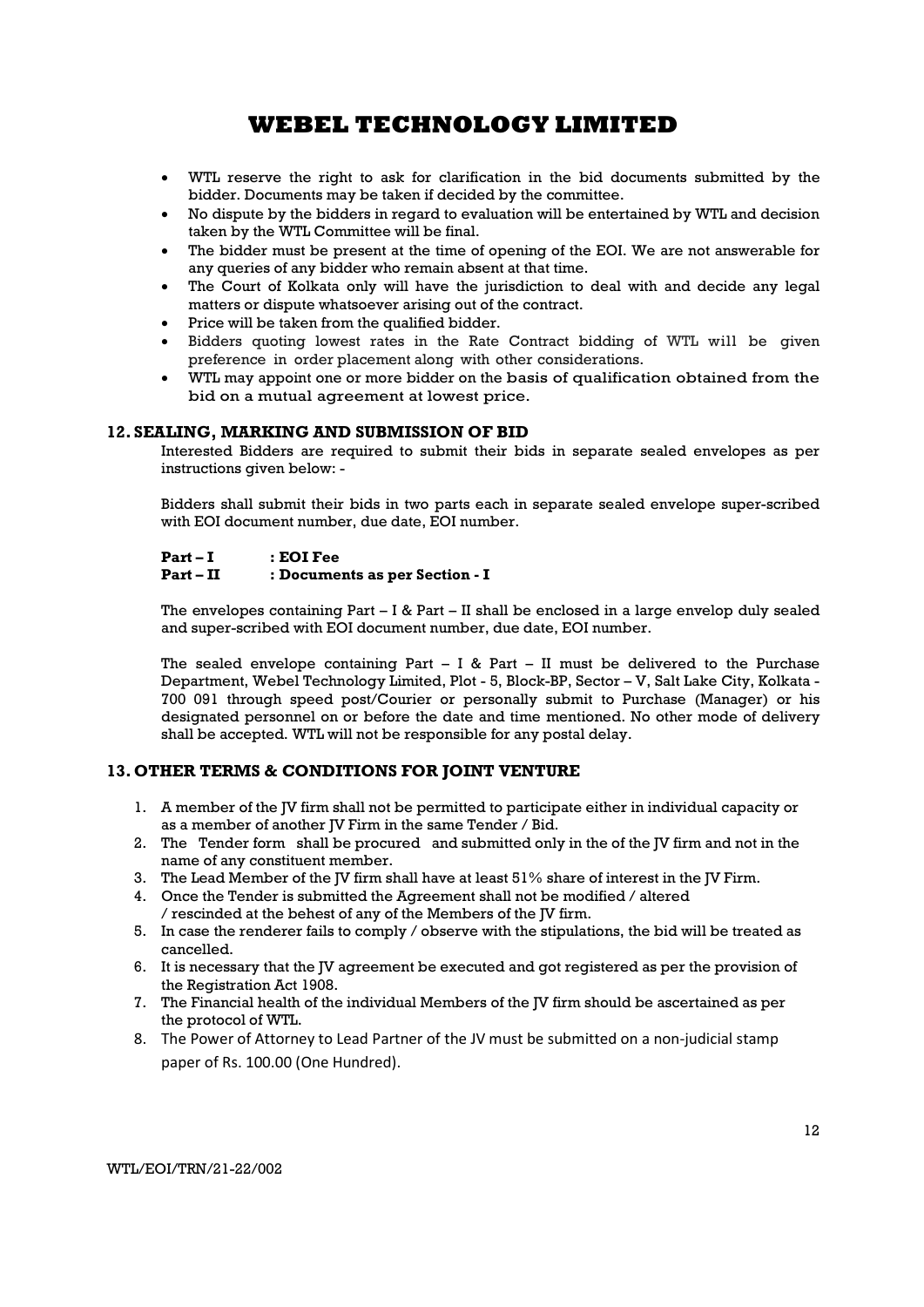- WTL reserve the right to ask for clarification in the bid documents submitted by the bidder. Documents may be taken if decided by the committee.
- No dispute by the bidders in regard to evaluation will be entertained by WTL and decision taken by the WTL Committee will be final.
- The bidder must be present at the time of opening of the EOI. We are not answerable for any queries of any bidder who remain absent at that time.
- The Court of Kolkata only will have the jurisdiction to deal with and decide any legal matters or dispute whatsoever arising out of the contract.
- Price will be taken from the qualified bidder.
- Bidders quoting lowest rates in the Rate Contract bidding of WTL will be given preference in order placement along with other considerations.
- WTL may appoint one or more bidder on the basis of qualification obtained from the bid on a mutual agreement at lowest price.

## 12. SEALING, MARKING AND SUBMISSION OF BID

Interested Bidders are required to submit their bids in separate sealed envelopes as per instructions given below: -

Bidders shall submit their bids in two parts each in separate sealed envelope super-scribed with EOI document number, due date, EOI number.

**Part – I : EOI Fee**
**Part – II : Documents as per Section - I**

The envelopes containing Part – I & Part – II shall be enclosed in a large envelop duly sealed and super-scribed with EOI document number, due date, EOI number.

The sealed envelope containing Part – I & Part – II must be delivered to the Purchase Department, Webel Technology Limited, Plot - 5, Block-BP, Sector – V, Salt Lake City, Kolkata - 700 091 through speed post/Courier or personally submit to Purchase (Manager) or his designated personnel on or before the date and time mentioned. No other mode of delivery shall be accepted. WTL will not be responsible for any postal delay.

## 13. OTHER TERMS & CONDITIONS FOR JOINT VENTURE

1. A member of the JV firm shall not be permitted to participate either in individual capacity or as a member of another JV Firm in the same Tender / Bid.
2. The Tender form shall be procured and submitted only in the of the JV firm and not in the name of any constituent member.
3. The Lead Member of the JV firm shall have at least 51% share of interest in the JV Firm.
4. Once the Tender is submitted the Agreement shall not be modified / altered / rescinded at the behest of any of the Members of the JV firm.
5. In case the renderer fails to comply / observe with the stipulations, the bid will be treated as cancelled.
6. It is necessary that the JV agreement be executed and got registered as per the provision of the Registration Act 1908.
7. The Financial health of the individual Members of the JV firm should be ascertained as per the protocol of WTL.
8. The Power of Attorney to Lead Partner of the JV must be submitted on a non-judicial stamp paper of Rs. 100.00 (One Hundred).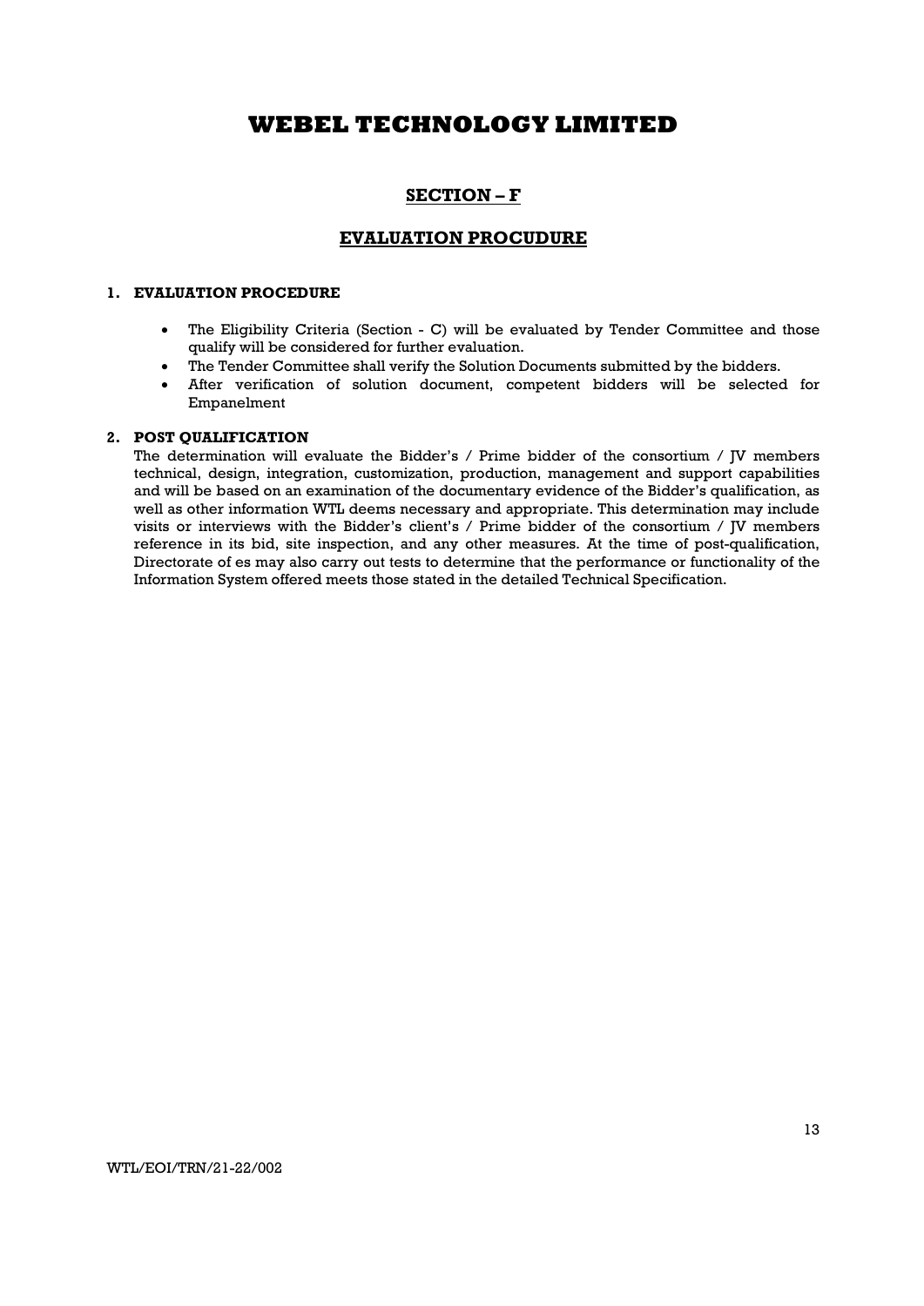# WEBEL TECHNOLOGY LIMITED

## SECTION – F

## EVALUATION PROCUDURE

### 1. EVALUATION PROCEDURE

- The Eligibility Criteria (Section - C) will be evaluated by Tender Committee and those qualify will be considered for further evaluation.
- The Tender Committee shall verify the Solution Documents submitted by the bidders.
- After verification of solution document, competent bidders will be selected for Empanelment

### 2. POST QUALIFICATION

The determination will evaluate the Bidder's / Prime bidder of the consortium / JV members technical, design, integration, customization, production, management and support capabilities and will be based on an examination of the documentary evidence of the Bidder's qualification, as well as other information WTL deems necessary and appropriate. This determination may include visits or interviews with the Bidder's client's / Prime bidder of the consortium / JV members reference in its bid, site inspection, and any other measures. At the time of post-qualification, Directorate of es may also carry out tests to determine that the performance or functionality of the Information System offered meets those stated in the detailed Technical Specification.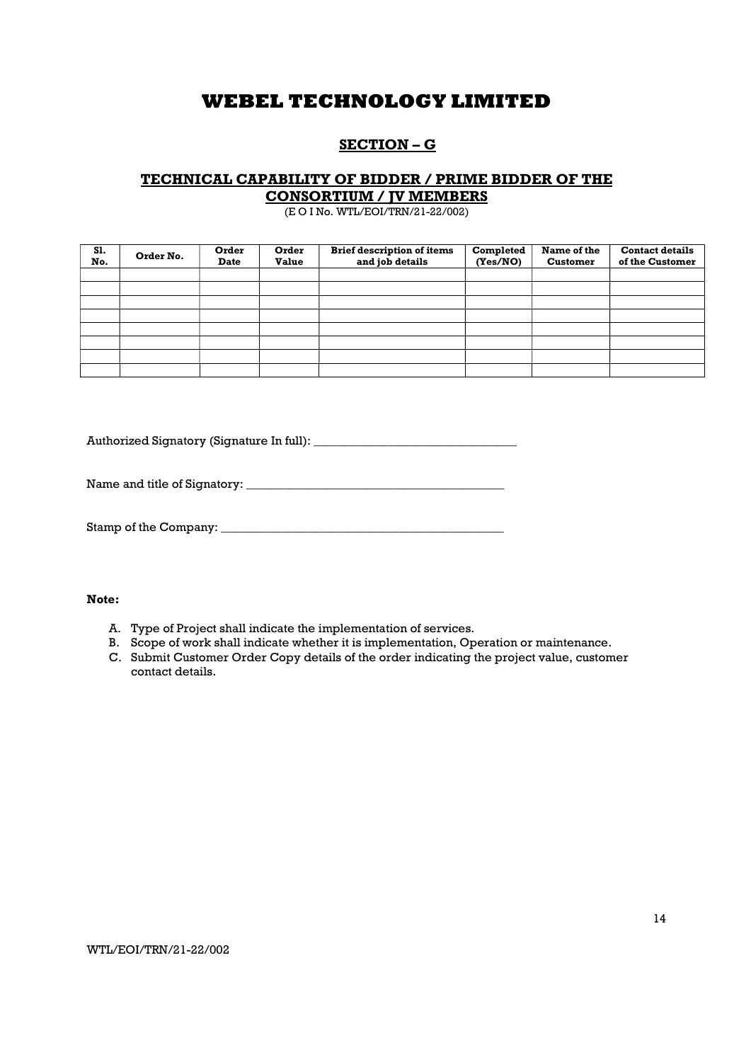# WEBEL TECHNOLOGY LIMITED

## SECTION – G

### TECHNICAL CAPABILITY OF BIDDER / PRIME BIDDER OF THE CONSORTIUM / JV MEMBERS

(E O I No. WTL/EOI/TRN/21-22/002)

| Sl. No. | Order No. | Order Date | Order Value | Brief description of items and job details | Completed (Yes/NO) | Name of the Customer | Contact details of the Customer |
|---|---|---|---|---|---|---|---|
| | | | | | | | |
| | | | | | | | |
| | | | | | | | |
| | | | | | | | |
| | | | | | | | |
| | | | | | | | |
| | | | | | | | |
| | | | | | | | |

Authorized Signatory (Signature In full): _________________________________

Name and title of Signatory: __________________________________________

Stamp of the Company: _______________________________________________

**Note:**

A. Type of Project shall indicate the implementation of services.
B. Scope of work shall indicate whether it is implementation, Operation or maintenance.
C. Submit Customer Order Copy details of the order indicating the project value, customer contact details.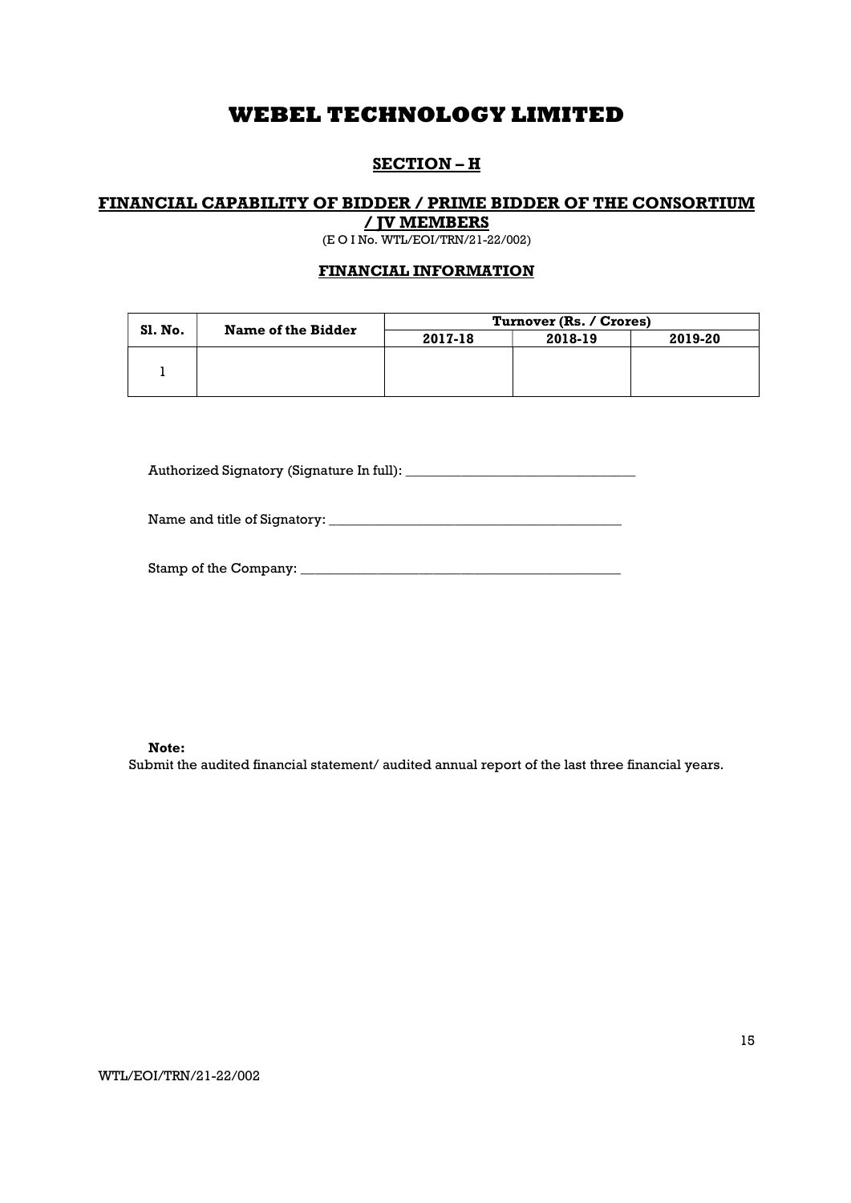# WEBEL TECHNOLOGY LIMITED

## SECTION – H

### FINANCIAL CAPABILITY OF BIDDER / PRIME BIDDER OF THE CONSORTIUM / JV MEMBERS

(E O I No. WTL/EOI/TRN/21-22/002)

#### FINANCIAL INFORMATION

| Sl. No. | Name of the Bidder | Turnover (Rs. / Crores) | | |
|---|---|---|---|---|
| | | 2017-18 | 2018-19 | 2019-20 |
| 1 | | | | |

Authorized Signatory (Signature In full): _________________________________

Name and title of Signatory: __________________________________________

Stamp of the Company: ______________________________________________

**Note:**

Submit the audited financial statement/ audited annual report of the last three financial years.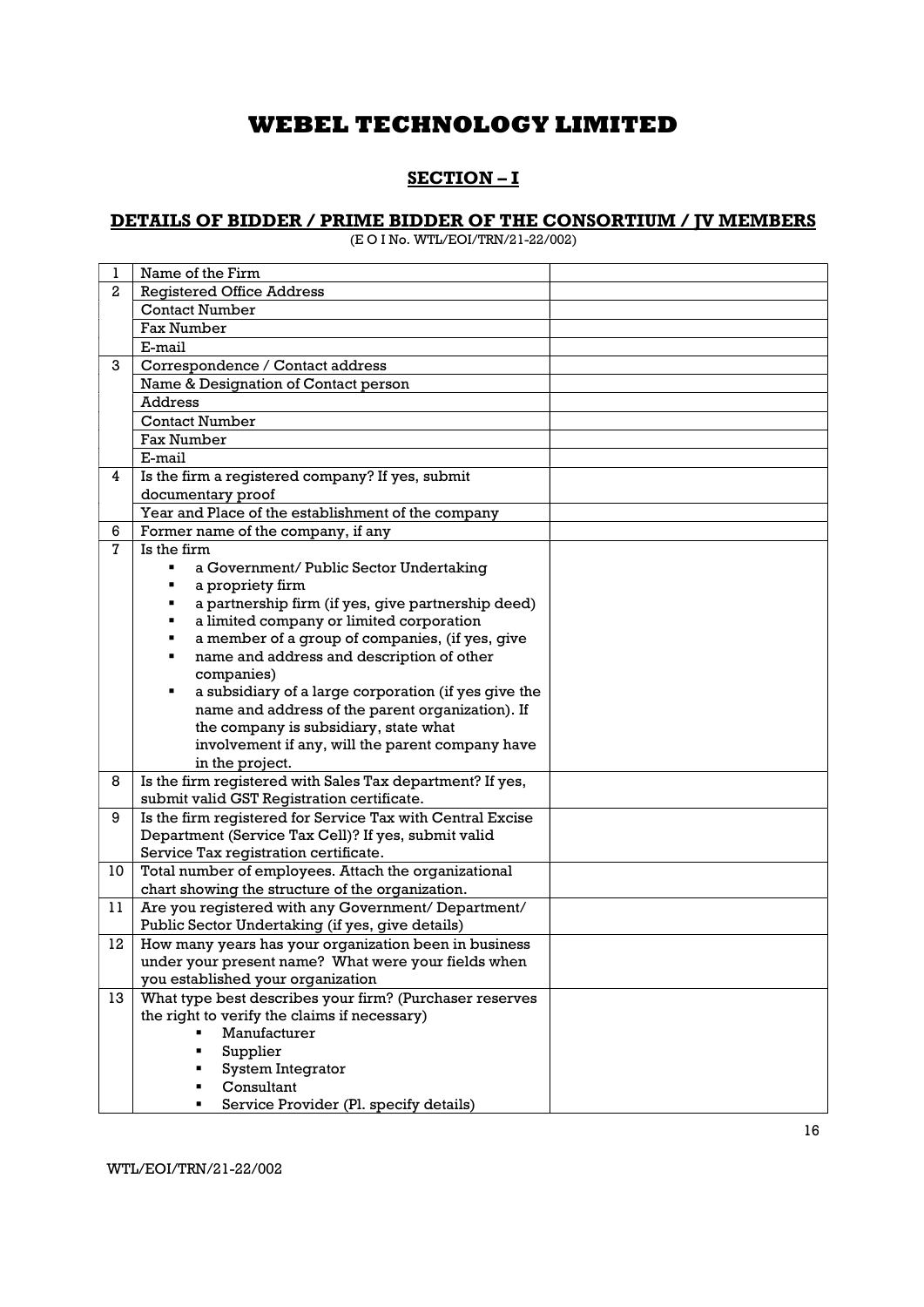# WEBEL TECHNOLOGY LIMITED

## SECTION – I

### DETAILS OF BIDDER / PRIME BIDDER OF THE CONSORTIUM / JV MEMBERS

(E O I No. WTL/EOI/TRN/21-22/002)

| | | |
|---|---|---|
| 1 | Name of the Firm | |
| 2 | Registered Office Address | |
| | Contact Number | |
| | Fax Number | |
| | E-mail | |
| 3 | Correspondence / Contact address | |
| | Name & Designation of Contact person | |
| | Address | |
| | Contact Number | |
| | Fax Number | |
| | E-mail | |
| 4 | Is the firm a registered company? If yes, submit documentary proof | |
| | Year and Place of the establishment of the company | |
| 6 | Former name of the company, if any | |
| 7 | Is the firm<br>▪ a Government/ Public Sector Undertaking<br>▪ a propriety firm<br>▪ a partnership firm (if yes, give partnership deed)<br>▪ a limited company or limited corporation<br>▪ a member of a group of companies, (if yes, give<br>▪ name and address and description of other companies)<br>▪ a subsidiary of a large corporation (if yes give the name and address of the parent organization). If the company is subsidiary, state what involvement if any, will the parent company have in the project. | |
| 8 | Is the firm registered with Sales Tax department? If yes, submit valid GST Registration certificate. | |
| 9 | Is the firm registered for Service Tax with Central Excise Department (Service Tax Cell)? If yes, submit valid Service Tax registration certificate. | |
| 10 | Total number of employees. Attach the organizational chart showing the structure of the organization. | |
| 11 | Are you registered with any Government/ Department/ Public Sector Undertaking (if yes, give details) | |
| 12 | How many years has your organization been in business under your present name? What were your fields when you established your organization | |
| 13 | What type best describes your firm? (Purchaser reserves the right to verify the claims if necessary)<br>▪ Manufacturer<br>▪ Supplier<br>▪ System Integrator<br>▪ Consultant<br>▪ Service Provider (Pl. specify details) | |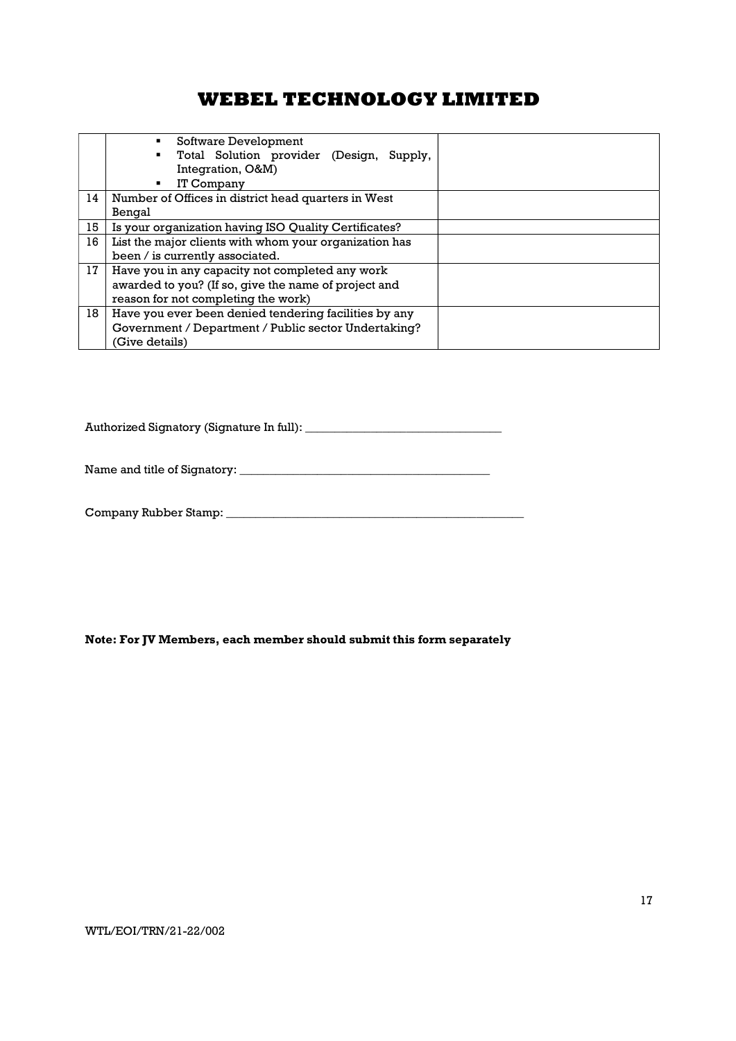| | | |
|---|---|---|
| | ▪ Software Development<br>▪ Total Solution provider (Design, Supply, Integration, O&M)<br>▪ IT Company | |
| 14 | Number of Offices in district head quarters in West Bengal | |
| 15 | Is your organization having ISO Quality Certificates? | |
| 16 | List the major clients with whom your organization has been / is currently associated. | |
| 17 | Have you in any capacity not completed any work awarded to you? (If so, give the name of project and reason for not completing the work) | |
| 18 | Have you ever been denied tendering facilities by any Government / Department / Public sector Undertaking? (Give details) | |

Authorized Signatory (Signature In full): _________________________________

Name and title of Signatory: __________________________________________

Company Rubber Stamp: ____________________________________________________

**Note: For JV Members, each member should submit this form separately**

WTL/EOI/TRN/21-22/002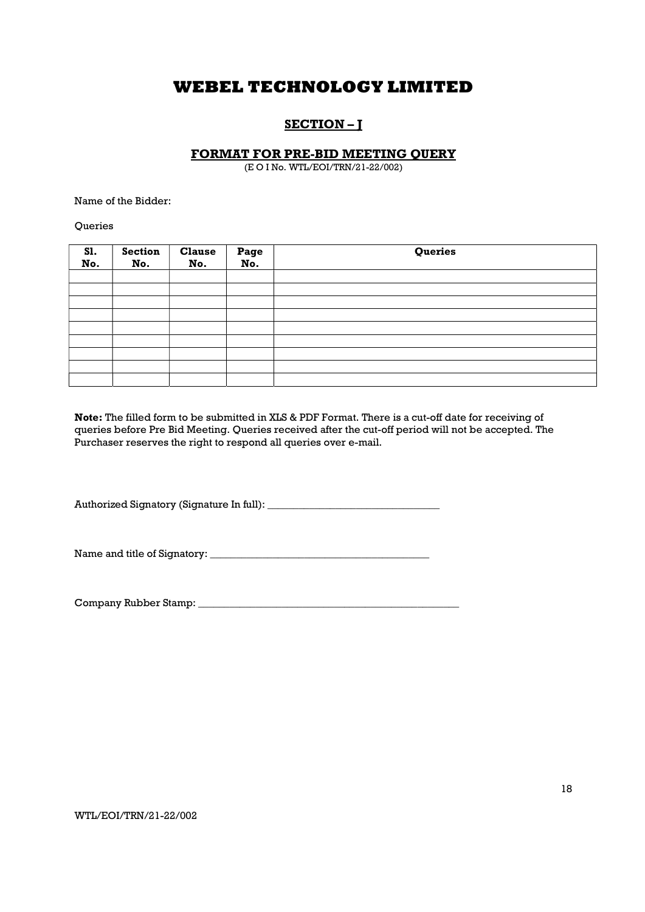# WEBEL TECHNOLOGY LIMITED

## SECTION – J

### FORMAT FOR PRE-BID MEETING QUERY

(E O I No. WTL/EOI/TRN/21-22/002)

Name of the Bidder:

Queries

| Sl. No. | Section No. | Clause No. | Page No. | Queries |
|---|---|---|---|---|
| | | | | |
| | | | | |
| | | | | |
| | | | | |
| | | | | |
| | | | | |
| | | | | |
| | | | | |
| | | | | |

**Note:** The filled form to be submitted in XLS & PDF Format. There is a cut-off date for receiving of queries before Pre Bid Meeting. Queries received after the cut-off period will not be accepted. The Purchaser reserves the right to respond all queries over e-mail.

Authorized Signatory (Signature In full): _________________________________

Name and title of Signatory: __________________________________________

Company Rubber Stamp: ____________________________________________________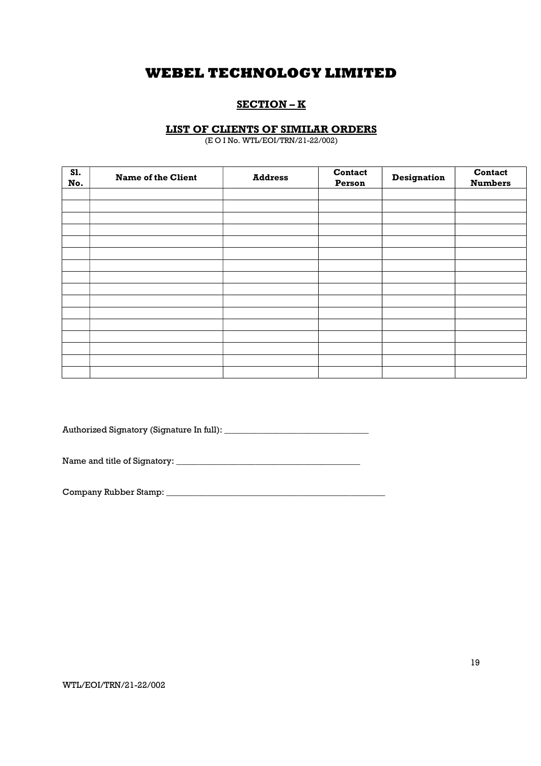# WEBEL TECHNOLOGY LIMITED

## SECTION – K

### LIST OF CLIENTS OF SIMILAR ORDERS

(E O I No. WTL/EOI/TRN/21-22/002)

| Sl. No. | Name of the Client | Address | Contact Person | Designation | Contact Numbers |
|---|---|---|---|---|---|
| | | | | | |
| | | | | | |
| | | | | | |
| | | | | | |
| | | | | | |
| | | | | | |
| | | | | | |
| | | | | | |
| | | | | | |
| | | | | | |
| | | | | | |
| | | | | | |
| | | | | | |
| | | | | | |
| | | | | | |
| | | | | | |

Authorized Signatory (Signature In full): _________________________________

Name and title of Signatory: __________________________________________

Company Rubber Stamp: ____________________________________________________

WTL/EOI/TRN/21-22/002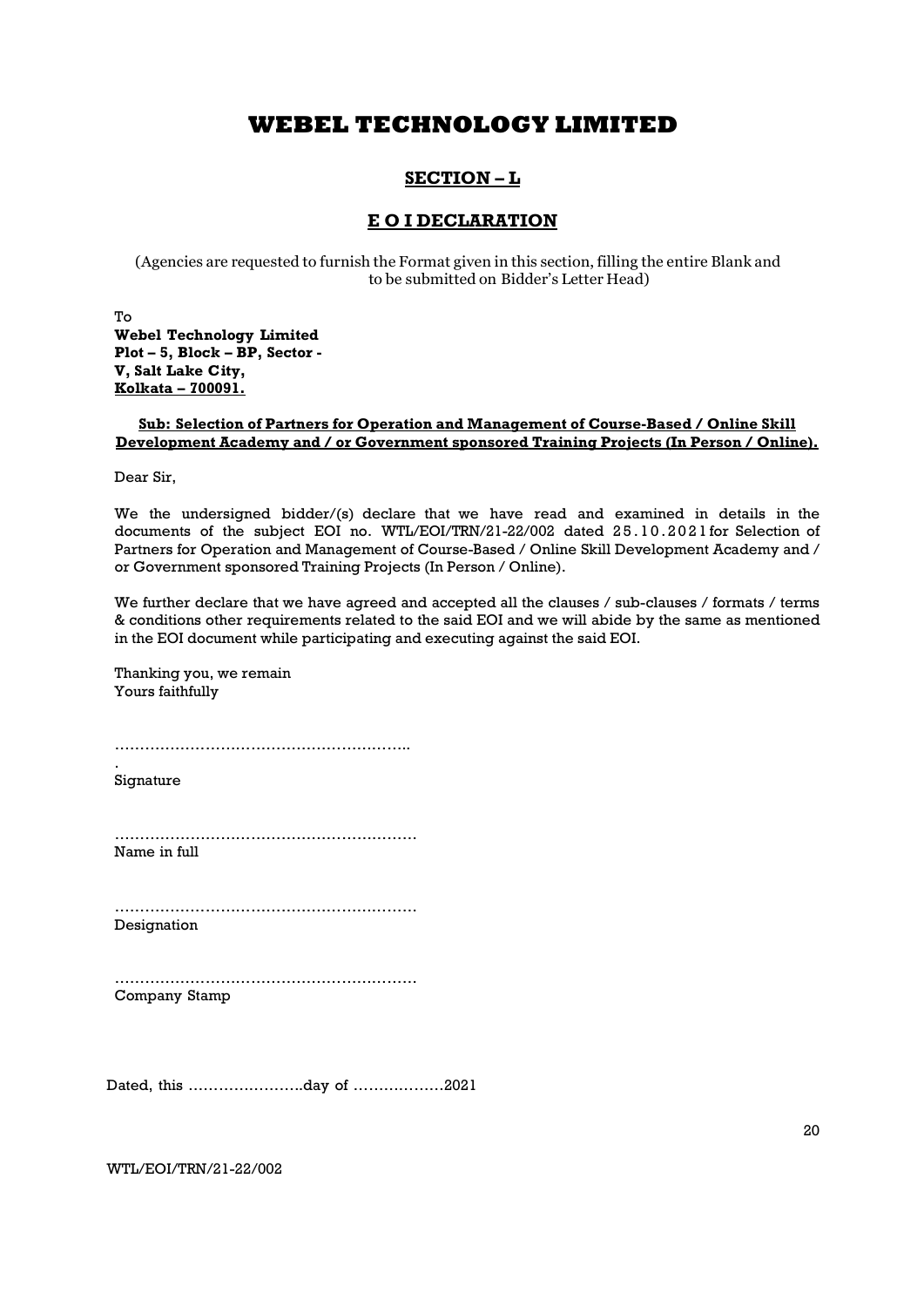# WEBEL TECHNOLOGY LIMITED

## SECTION – L

## E O I DECLARATION

(Agencies are requested to furnish the Format given in this section, filling the entire Blank and to be submitted on Bidder's Letter Head)

To
**Webel Technology Limited**
**Plot – 5, Block – BP, Sector - V, Salt Lake City,**
**Kolkata – 700091.**

**Sub: Selection of Partners for Operation and Management of Course-Based / Online Skill Development Academy and / or Government sponsored Training Projects (In Person / Online).**

Dear Sir,

We the undersigned bidder/(s) declare that we have read and examined in details in the documents of the subject EOI no. WTL/EOI/TRN/21-22/002 dated 25.10.2021 for Selection of Partners for Operation and Management of Course-Based / Online Skill Development Academy and / or Government sponsored Training Projects (In Person / Online).

We further declare that we have agreed and accepted all the clauses / sub-clauses / formats / terms & conditions other requirements related to the said EOI and we will abide by the same as mentioned in the EOI document while participating and executing against the said EOI.

Thanking you, we remain
Yours faithfully

…………………………………………………..
.
Signature

……………………………………………………
Name in full

……………………………………………………
Designation

……………………………………………………
Company Stamp

Dated, this …………………..day of ………………2021

WTL/EOI/TRN/21-22/002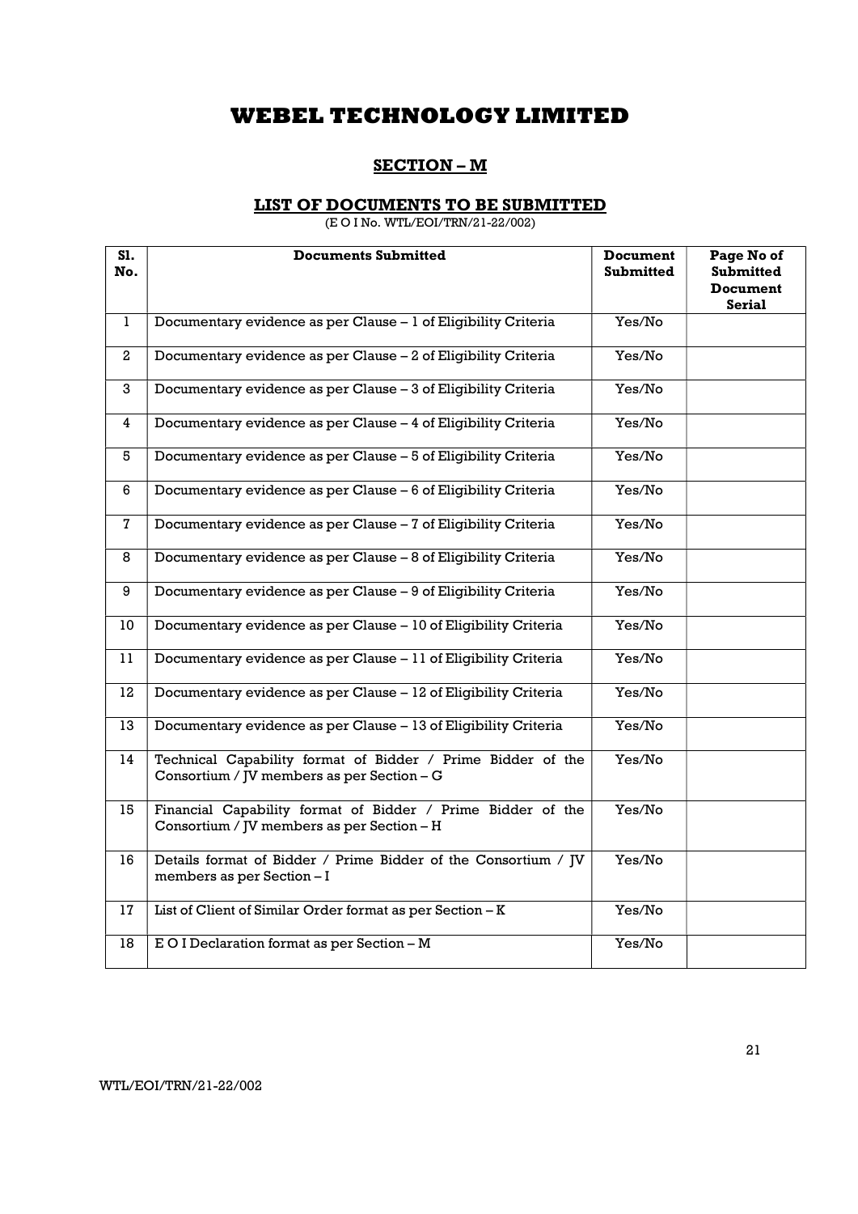# WEBEL TECHNOLOGY LIMITED

## SECTION – M

### LIST OF DOCUMENTS TO BE SUBMITTED

(E O I No. WTL/EOI/TRN/21-22/002)

| Sl. No. | Documents Submitted | Document Submitted | Page No of Submitted Document Serial |
|---|---|---|---|
| 1 | Documentary evidence as per Clause – 1 of Eligibility Criteria | Yes/No | |
| 2 | Documentary evidence as per Clause – 2 of Eligibility Criteria | Yes/No | |
| 3 | Documentary evidence as per Clause – 3 of Eligibility Criteria | Yes/No | |
| 4 | Documentary evidence as per Clause – 4 of Eligibility Criteria | Yes/No | |
| 5 | Documentary evidence as per Clause – 5 of Eligibility Criteria | Yes/No | |
| 6 | Documentary evidence as per Clause – 6 of Eligibility Criteria | Yes/No | |
| 7 | Documentary evidence as per Clause – 7 of Eligibility Criteria | Yes/No | |
| 8 | Documentary evidence as per Clause – 8 of Eligibility Criteria | Yes/No | |
| 9 | Documentary evidence as per Clause – 9 of Eligibility Criteria | Yes/No | |
| 10 | Documentary evidence as per Clause – 10 of Eligibility Criteria | Yes/No | |
| 11 | Documentary evidence as per Clause – 11 of Eligibility Criteria | Yes/No | |
| 12 | Documentary evidence as per Clause – 12 of Eligibility Criteria | Yes/No | |
| 13 | Documentary evidence as per Clause – 13 of Eligibility Criteria | Yes/No | |
| 14 | Technical Capability format of Bidder / Prime Bidder of the Consortium / JV members as per Section – G | Yes/No | |
| 15 | Financial Capability format of Bidder / Prime Bidder of the Consortium / JV members as per Section – H | Yes/No | |
| 16 | Details format of Bidder / Prime Bidder of the Consortium / JV members as per Section – I | Yes/No | |
| 17 | List of Client of Similar Order format as per Section – K | Yes/No | |
| 18 | E O I Declaration format as per Section – M | Yes/No | |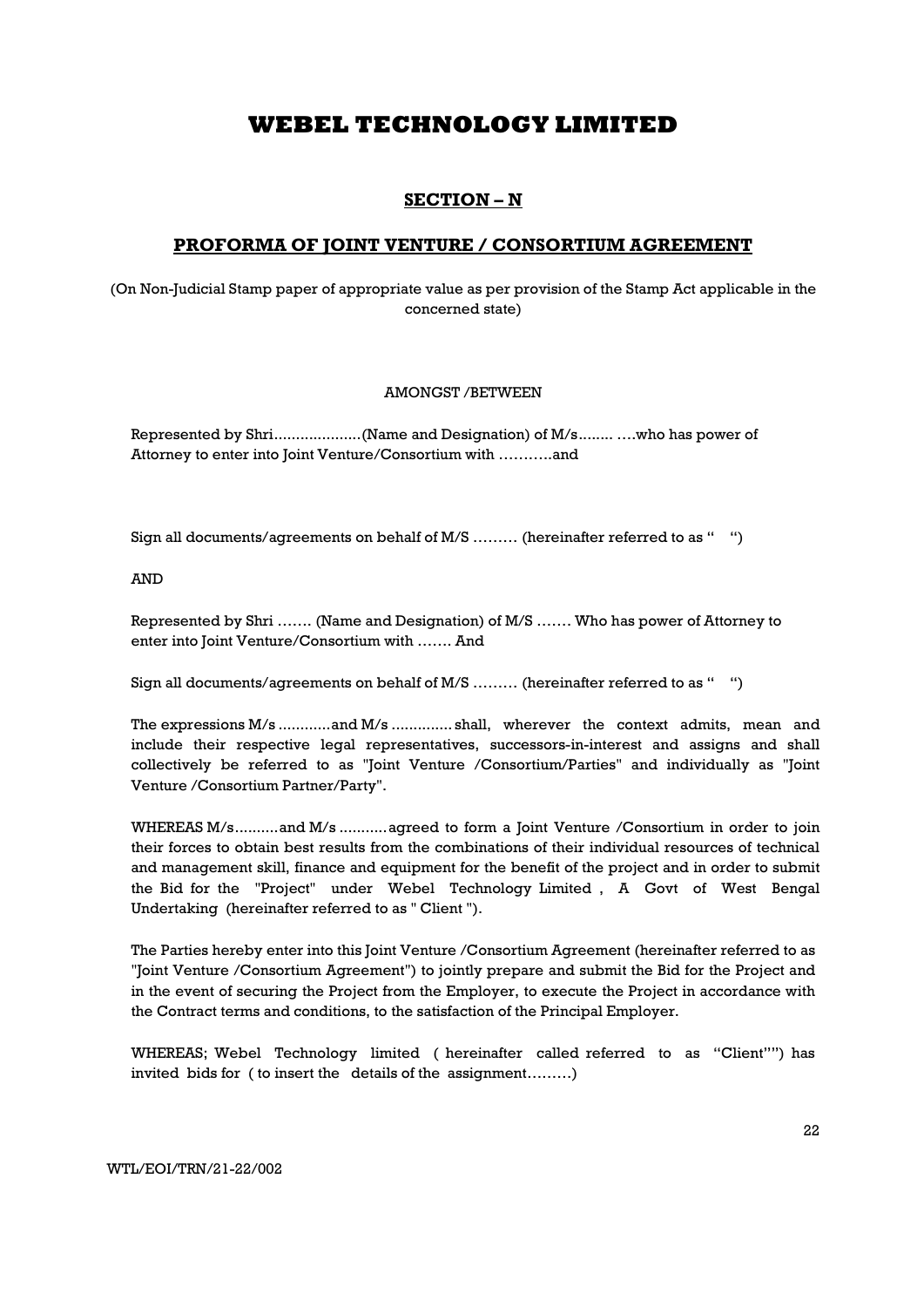# WEBEL TECHNOLOGY LIMITED

## SECTION – N

## PROFORMA OF JOINT VENTURE / CONSORTIUM AGREEMENT

(On Non-Judicial Stamp paper of appropriate value as per provision of the Stamp Act applicable in the concerned state)

AMONGST /BETWEEN

Represented by Shri....................(Name and Designation) of M/s........ ….who has power of Attorney to enter into Joint Venture/Consortium with ………..and

Sign all documents/agreements on behalf of M/S ……… (hereinafter referred to as " ")

AND

Represented by Shri ……. (Name and Designation) of M/S ……. Who has power of Attorney to enter into Joint Venture/Consortium with ……. And

Sign all documents/agreements on behalf of M/S ……… (hereinafter referred to as " ")

The expressions M/s ............and M/s .............. shall, wherever the context admits, mean and include their respective legal representatives, successors-in-interest and assigns and shall collectively be referred to as "Joint Venture /Consortium/Parties" and individually as "Joint Venture /Consortium Partner/Party".

WHEREAS M/s..........and M/s ...........agreed to form a Joint Venture /Consortium in order to join their forces to obtain best results from the combinations of their individual resources of technical and management skill, finance and equipment for the benefit of the project and in order to submit the Bid for the "Project" under Webel Technology Limited , A Govt of West Bengal Undertaking (hereinafter referred to as " Client ").

The Parties hereby enter into this Joint Venture /Consortium Agreement (hereinafter referred to as "Joint Venture /Consortium Agreement") to jointly prepare and submit the Bid for the Project and in the event of securing the Project from the Employer, to execute the Project in accordance with the Contract terms and conditions, to the satisfaction of the Principal Employer.

WHEREAS; Webel Technology limited ( hereinafter called referred to as "Client"") has invited bids for ( to insert the details of the assignment………)

WTL/EOI/TRN/21-22/002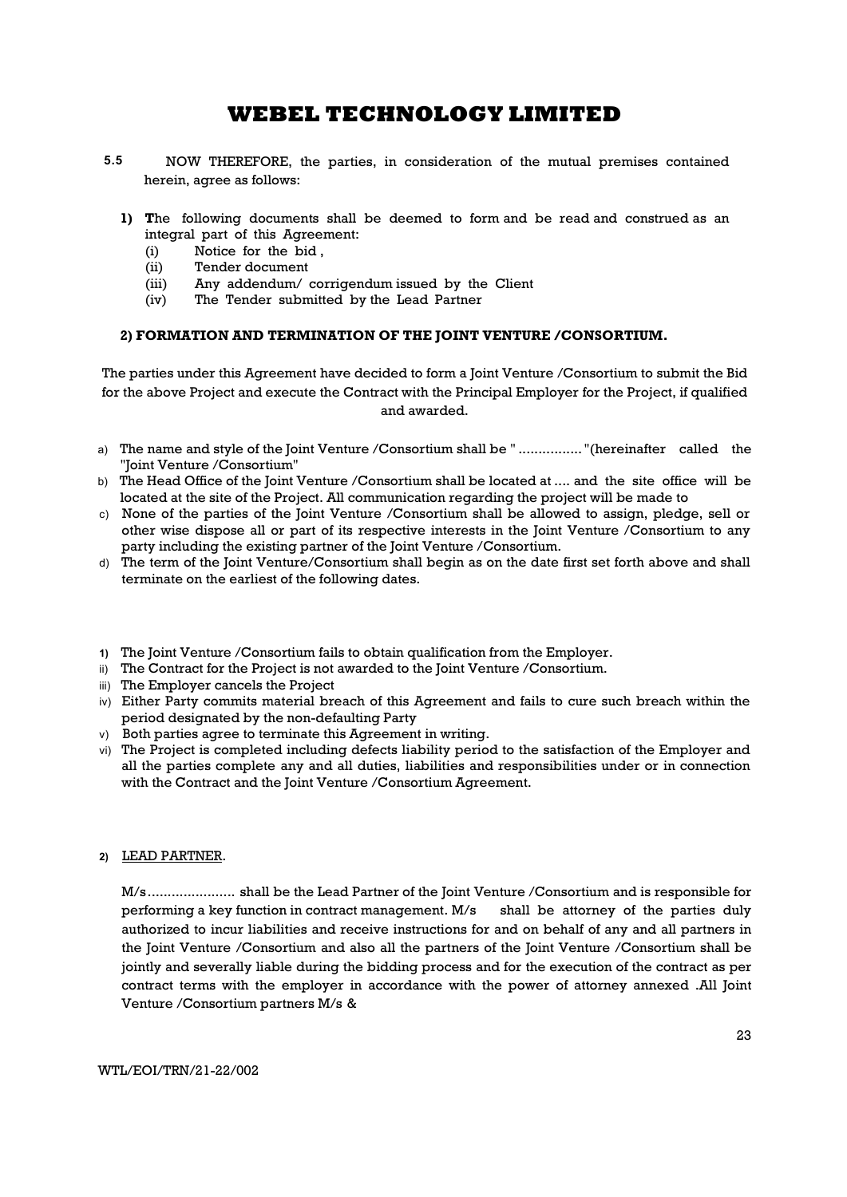# WEBEL TECHNOLOGY LIMITED

5.5 NOW THEREFORE, the parties, in consideration of the mutual premises contained herein, agree as follows:

**1) T**he following documents shall be deemed to form and be read and construed as an integral part of this Agreement:

- (i) Notice for the bid ,
- (ii) Tender document
- (iii) Any addendum/ corrigendum issued by the Client
- (iv) The Tender submitted by the Lead Partner

**2) FORMATION AND TERMINATION OF THE JOINT VENTURE /CONSORTIUM.**

The parties under this Agreement have decided to form a Joint Venture /Consortium to submit the Bid for the above Project and execute the Contract with the Principal Employer for the Project, if qualified and awarded.

a) The name and style of the Joint Venture /Consortium shall be " ................ "(hereinafter called the "Joint Venture /Consortium"

b) The Head Office of the Joint Venture /Consortium shall be located at .... and the site office will be located at the site of the Project. All communication regarding the project will be made to

c) None of the parties of the Joint Venture /Consortium shall be allowed to assign, pledge, sell or other wise dispose all or part of its respective interests in the Joint Venture /Consortium to any party including the existing partner of the Joint Venture /Consortium.

d) The term of the Joint Venture/Consortium shall begin as on the date first set forth above and shall terminate on the earliest of the following dates.

1) The Joint Venture /Consortium fails to obtain qualification from the Employer.

ii) The Contract for the Project is not awarded to the Joint Venture /Consortium.

iii) The Employer cancels the Project

iv) Either Party commits material breach of this Agreement and fails to cure such breach within the period designated by the non-defaulting Party

v) Both parties agree to terminate this Agreement in writing.

vi) The Project is completed including defects liability period to the satisfaction of the Employer and all the parties complete any and all duties, liabilities and responsibilities under or in connection with the Contract and the Joint Venture /Consortium Agreement.

2) <u>LEAD PARTNER</u>.

M/s...................... shall be the Lead Partner of the Joint Venture /Consortium and is responsible for performing a key function in contract management. M/s shall be attorney of the parties duly authorized to incur liabilities and receive instructions for and on behalf of any and all partners in the Joint Venture /Consortium and also all the partners of the Joint Venture /Consortium shall be jointly and severally liable during the bidding process and for the execution of the contract as per contract terms with the employer in accordance with the power of attorney annexed .All Joint Venture /Consortium partners M/s &

WTL/EOI/TRN/21-22/002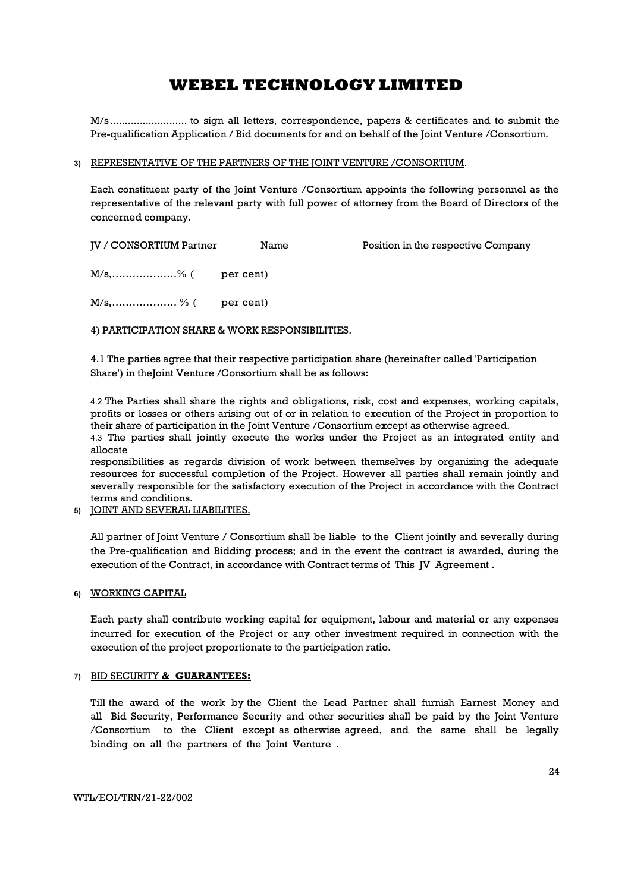M/s.......................... to sign all letters, correspondence, papers & certificates and to submit the Pre-qualification Application / Bid documents for and on behalf of the Joint Venture /Consortium.

3) REPRESENTATIVE OF THE PARTNERS OF THE JOINT VENTURE /CONSORTIUM.

Each constituent party of the Joint Venture /Consortium appoints the following personnel as the representative of the relevant party with full power of attorney from the Board of Directors of the concerned company.

| JV / CONSORTIUM Partner | Name | Position in the respective Company |
|---|---|---|
| M/s,……………….% ( per cent) | | |
| M/s,………………. % ( per cent) | | |

4) PARTICIPATION SHARE & WORK RESPONSIBILITIES.

4.1 The parties agree that their respective participation share (hereinafter called 'Participation Share') in theJoint Venture /Consortium shall be as follows:

4.2 The Parties shall share the rights and obligations, risk, cost and expenses, working capitals, profits or losses or others arising out of or in relation to execution of the Project in proportion to their share of participation in the Joint Venture /Consortium except as otherwise agreed.

4.3 The parties shall jointly execute the works under the Project as an integrated entity and allocate responsibilities as regards division of work between themselves by organizing the adequate resources for successful completion of the Project. However all parties shall remain jointly and severally responsible for the satisfactory execution of the Project in accordance with the Contract terms and conditions.

5) JOINT AND SEVERAL LIABILITIES.

All partner of Joint Venture / Consortium shall be liable to the Client jointly and severally during the Pre-qualification and Bidding process; and in the event the contract is awarded, during the execution of the Contract, in accordance with Contract terms of This JV Agreement .

6) WORKING CAPITAL

Each party shall contribute working capital for equipment, labour and material or any expenses incurred for execution of the Project or any other investment required in connection with the execution of the project proportionate to the participation ratio.

7) BID SECURITY **& GUARANTEES:**

Till the award of the work by the Client the Lead Partner shall furnish Earnest Money and all Bid Security, Performance Security and other securities shall be paid by the Joint Venture /Consortium to the Client except as otherwise agreed, and the same shall be legally binding on all the partners of the Joint Venture .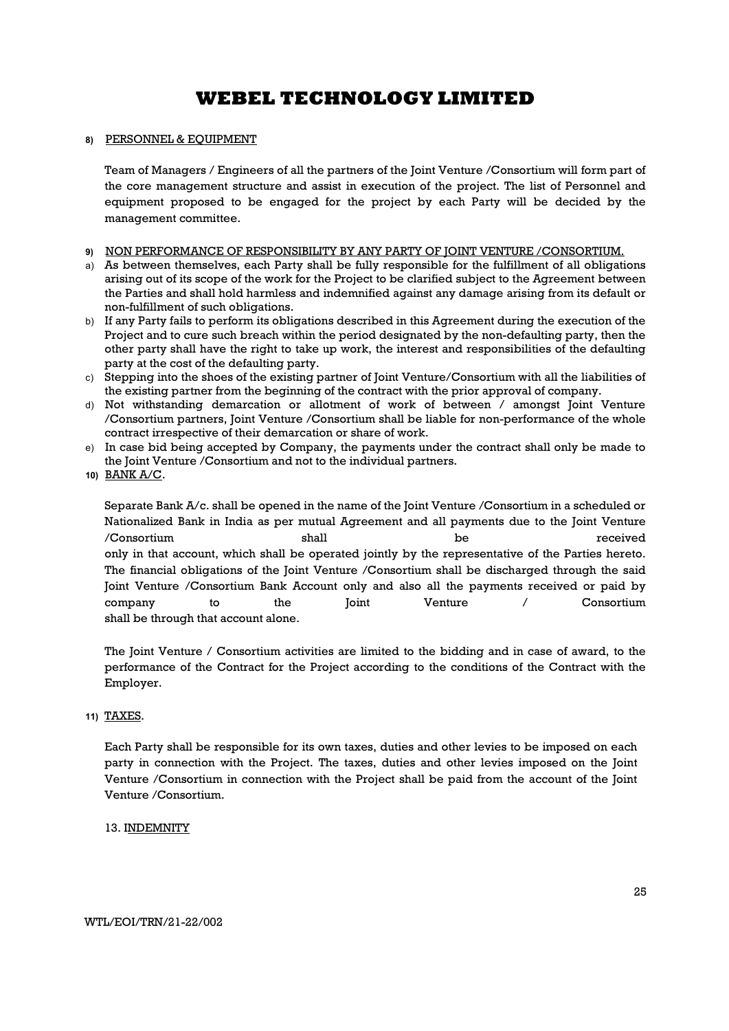# WEBEL TECHNOLOGY LIMITED

8) PERSONNEL & EQUIPMENT

Team of Managers / Engineers of all the partners of the Joint Venture /Consortium will form part of the core management structure and assist in execution of the project. The list of Personnel and equipment proposed to be engaged for the project by each Party will be decided by the management committee.

9) NON PERFORMANCE OF RESPONSIBILITY BY ANY PARTY OF JOINT VENTURE /CONSORTIUM.

a) As between themselves, each Party shall be fully responsible for the fulfillment of all obligations arising out of its scope of the work for the Project to be clarified subject to the Agreement between the Parties and shall hold harmless and indemnified against any damage arising from its default or non-fulfillment of such obligations.
b) If any Party fails to perform its obligations described in this Agreement during the execution of the Project and to cure such breach within the period designated by the non-defaulting party, then the other party shall have the right to take up work, the interest and responsibilities of the defaulting party at the cost of the defaulting party.
c) Stepping into the shoes of the existing partner of Joint Venture/Consortium with all the liabilities of the existing partner from the beginning of the contract with the prior approval of company.
d) Not withstanding demarcation or allotment of work of between / amongst Joint Venture /Consortium partners, Joint Venture /Consortium shall be liable for non-performance of the whole contract irrespective of their demarcation or share of work.
e) In case bid being accepted by Company, the payments under the contract shall only be made to the Joint Venture /Consortium and not to the individual partners.

10) BANK A/C.

Separate Bank A/c. shall be opened in the name of the Joint Venture /Consortium in a scheduled or Nationalized Bank in India as per mutual Agreement and all payments due to the Joint Venture /Consortium shall be received only in that account, which shall be operated jointly by the representative of the Parties hereto. The financial obligations of the Joint Venture /Consortium shall be discharged through the said Joint Venture /Consortium Bank Account only and also all the payments received or paid by company to the Joint Venture / Consortium shall be through that account alone.

The Joint Venture / Consortium activities are limited to the bidding and in case of award, to the performance of the Contract for the Project according to the conditions of the Contract with the Employer.

11) TAXES.

Each Party shall be responsible for its own taxes, duties and other levies to be imposed on each party in connection with the Project. The taxes, duties and other levies imposed on the Joint Venture /Consortium in connection with the Project shall be paid from the account of the Joint Venture /Consortium.

13. INDEMNITY

WTL/EOI/TRN/21-22/002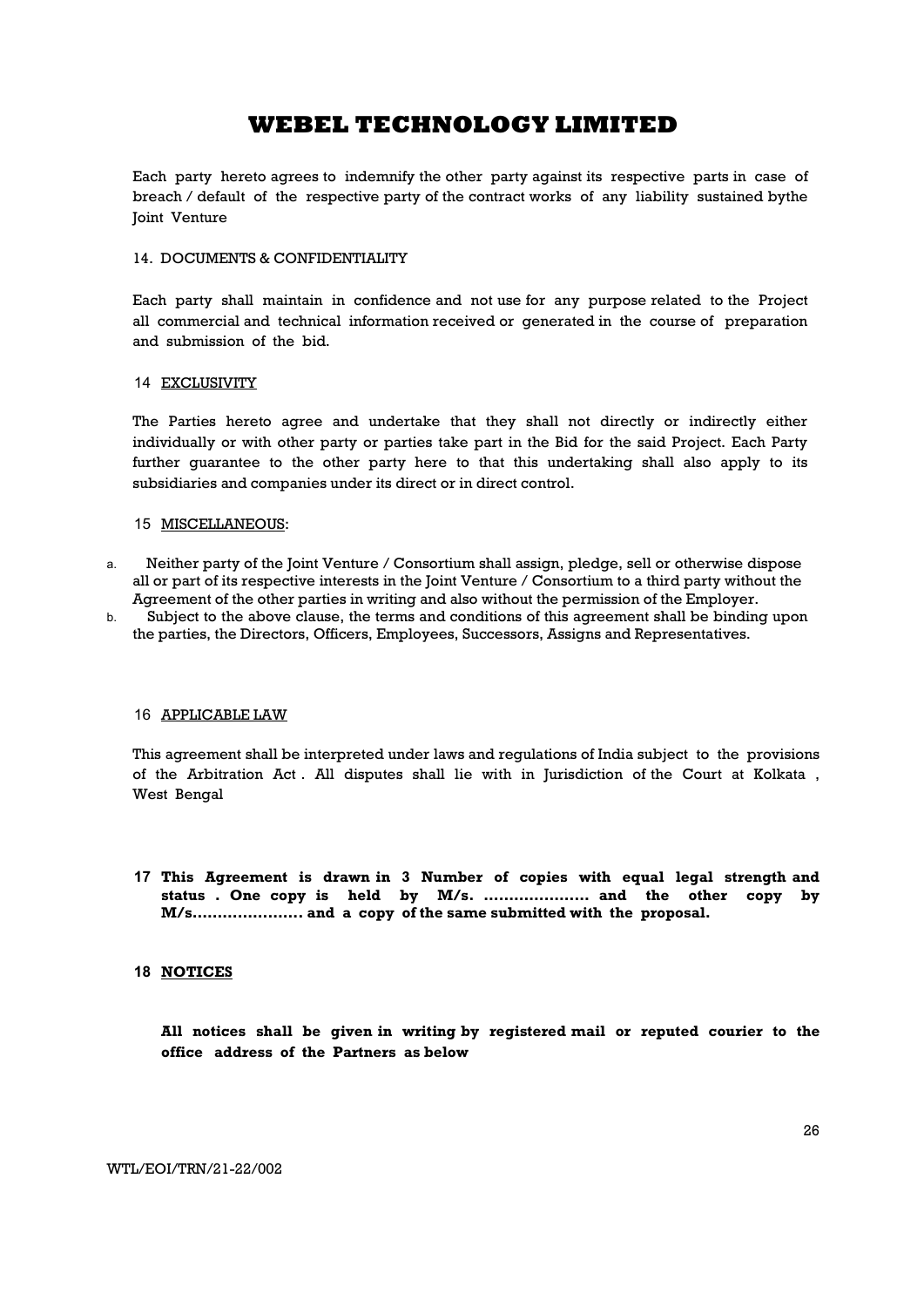Each party hereto agrees to indemnify the other party against its respective parts in case of breach / default of the respective party of the contract works of any liability sustained bythe Joint Venture

14. DOCUMENTS & CONFIDENTIALITY

Each party shall maintain in confidence and not use for any purpose related to the Project all commercial and technical information received or generated in the course of preparation and submission of the bid.

14 <u>EXCLUSIVITY</u>

The Parties hereto agree and undertake that they shall not directly or indirectly either individually or with other party or parties take part in the Bid for the said Project. Each Party further guarantee to the other party here to that this undertaking shall also apply to its subsidiaries and companies under its direct or in direct control.

15 <u>MISCELLANEOUS</u>:

a. Neither party of the Joint Venture / Consortium shall assign, pledge, sell or otherwise dispose all or part of its respective interests in the Joint Venture / Consortium to a third party without the Agreement of the other parties in writing and also without the permission of the Employer.
b. Subject to the above clause, the terms and conditions of this agreement shall be binding upon the parties, the Directors, Officers, Employees, Successors, Assigns and Representatives.

16 <u>APPLICABLE LAW</u>

This agreement shall be interpreted under laws and regulations of India subject to the provisions of the Arbitration Act . All disputes shall lie with in Jurisdiction of the Court at Kolkata , West Bengal

**17 This Agreement is drawn in 3 Number of copies with equal legal strength and status . One copy is held by M/s. ………………… and the other copy by M/s…………………. and a copy of the same submitted with the proposal.**

**18 <u>NOTICES</u>**

**All notices shall be given in writing by registered mail or reputed courier to the office address of the Partners as below**

WTL/EOI/TRN/21-22/002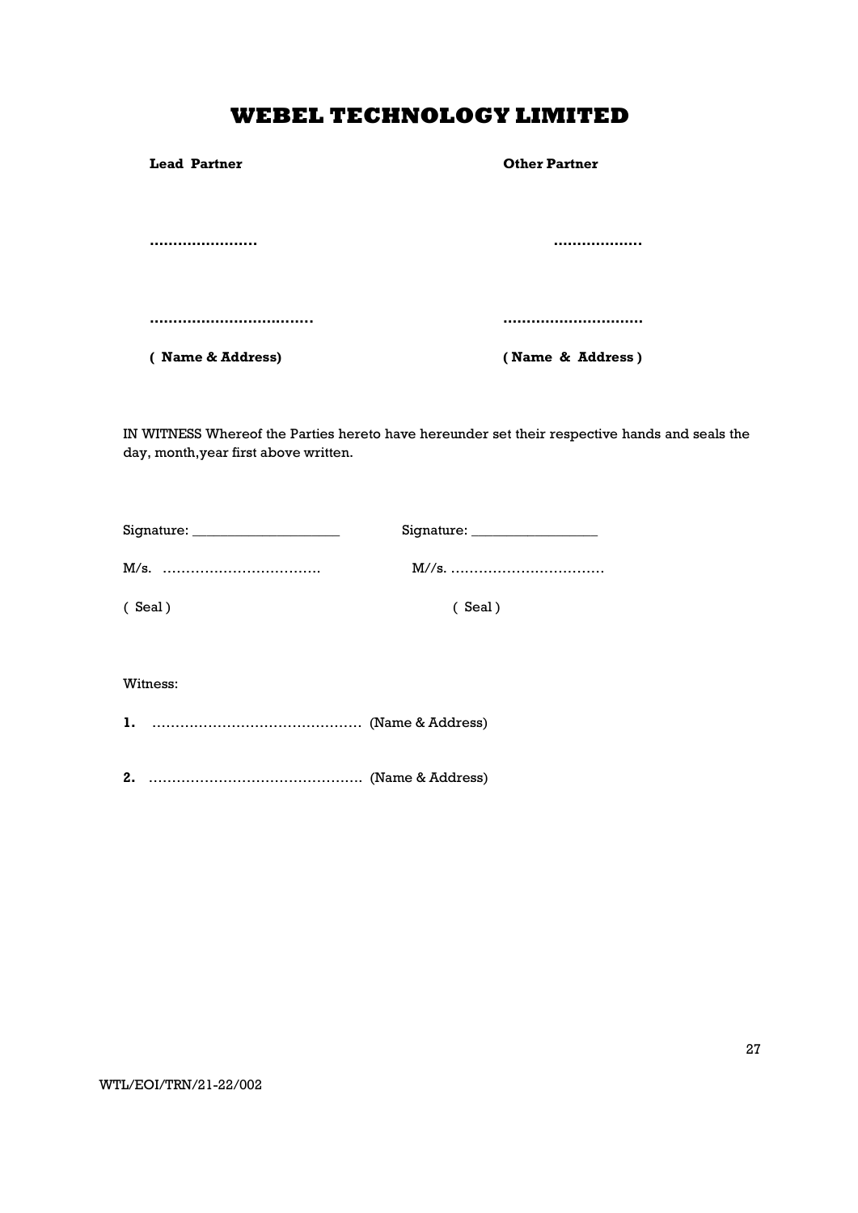# WEBEL TECHNOLOGY LIMITED

| **Lead Partner** | **Other Partner** |
|---|---|
| ………………… | ……………… |
| …………………………… | ……………………… |
| **( Name & Address)** | **( Name & Address )** |

IN WITNESS Whereof the Parties hereto have hereunder set their respective hands and seals the day, month,year first above written.

| | |
|---|---|
| Signature: ____________________ | Signature: _________________ |
| M/s. ……………………………. | M//s. ……………………………. |
| ( Seal ) | ( Seal ) |

Witness:

**1.** ……………………………………… (Name & Address)

**2.** ………………………………………. (Name & Address)

WTL/EOI/TRN/21-22/002